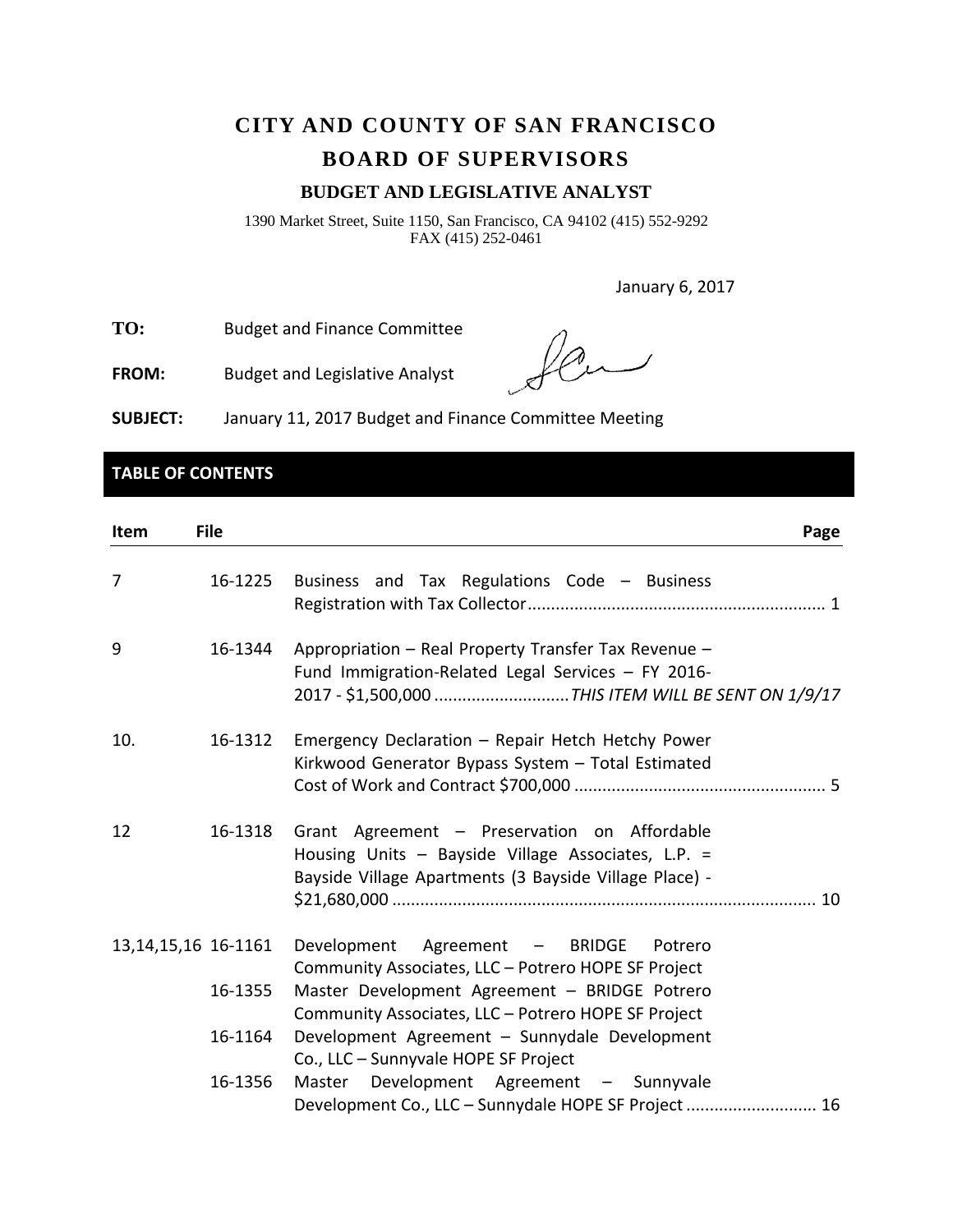# CITY AND COUNTY OF SAN FRANCISCO

# BOARD OF SUPERVISORS

## BUDGET AND LEGISLATIVE ANALYST

1390 Market Street, Suite 1150, San Francisco, CA 94102 (415) 552-9292
FAX (415) 252-0461

January 6, 2017

**TO:** Budget and Finance Committee

**FROM:** Budget and Legislative Analyst

**SUBJECT:** January 11, 2017 Budget and Finance Committee Meeting

## TABLE OF CONTENTS

| Item | File | | Page |
|---|---|---|---|
| 7 | 16-1225 | Business and Tax Regulations Code – Business Registration with Tax Collector | 1 |
| 9 | 16-1344 | Appropriation – Real Property Transfer Tax Revenue – Fund Immigration-Related Legal Services – FY 2016-2017 - $1,500,000 | *THIS ITEM WILL BE SENT ON 1/9/17* |
| 10. | 16-1312 | Emergency Declaration – Repair Hetch Hetchy Power Kirkwood Generator Bypass System – Total Estimated Cost of Work and Contract $700,000 | 5 |
| 12 | 16-1318 | Grant Agreement – Preservation on Affordable Housing Units – Bayside Village Associates, L.P. = Bayside Village Apartments (3 Bayside Village Place) - $21,680,000 | 10 |
| 13,14,15,16 | 16-1161 | Development Agreement – BRIDGE Potrero Community Associates, LLC – Potrero HOPE SF Project | |
| | 16-1355 | Master Development Agreement – BRIDGE Potrero Community Associates, LLC – Potrero HOPE SF Project | |
| | 16-1164 | Development Agreement – Sunnydale Development Co., LLC – Sunnyvale HOPE SF Project | |
| | 16-1356 | Master Development Agreement – Sunnyvale Development Co., LLC – Sunnydale HOPE SF Project | 16 |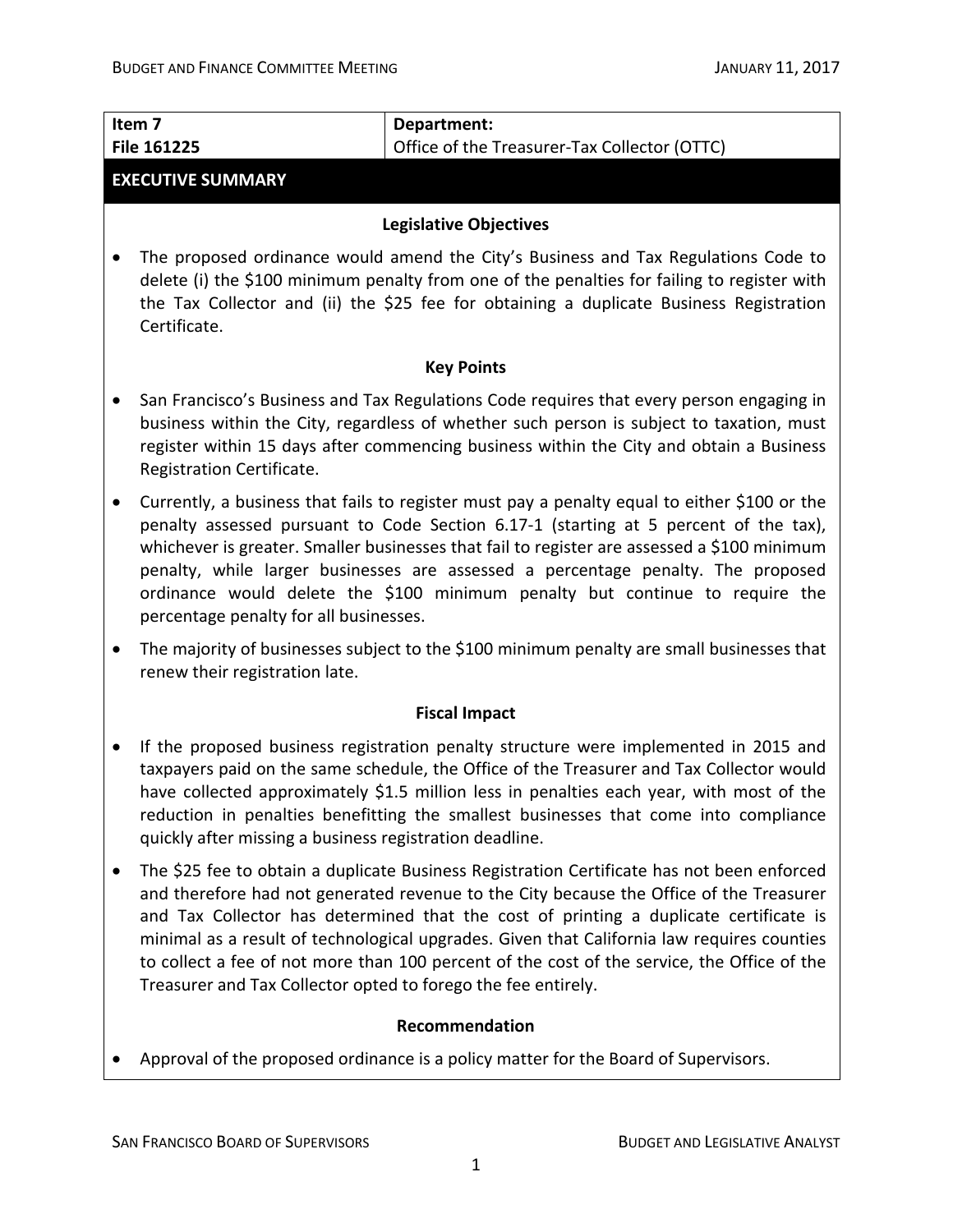| **Item 7**<br>**File 161225** | **Department:**<br>Office of the Treasurer-Tax Collector (OTTC) |
|---|---|

## EXECUTIVE SUMMARY

### Legislative Objectives

- The proposed ordinance would amend the City's Business and Tax Regulations Code to delete (i) the $100 minimum penalty from one of the penalties for failing to register with the Tax Collector and (ii) the $25 fee for obtaining a duplicate Business Registration Certificate.

### Key Points

- San Francisco's Business and Tax Regulations Code requires that every person engaging in business within the City, regardless of whether such person is subject to taxation, must register within 15 days after commencing business within the City and obtain a Business Registration Certificate.
- Currently, a business that fails to register must pay a penalty equal to either $100 or the penalty assessed pursuant to Code Section 6.17-1 (starting at 5 percent of the tax), whichever is greater. Smaller businesses that fail to register are assessed a $100 minimum penalty, while larger businesses are assessed a percentage penalty. The proposed ordinance would delete the $100 minimum penalty but continue to require the percentage penalty for all businesses.
- The majority of businesses subject to the $100 minimum penalty are small businesses that renew their registration late.

### Fiscal Impact

- If the proposed business registration penalty structure were implemented in 2015 and taxpayers paid on the same schedule, the Office of the Treasurer and Tax Collector would have collected approximately $1.5 million less in penalties each year, with most of the reduction in penalties benefitting the smallest businesses that come into compliance quickly after missing a business registration deadline.
- The $25 fee to obtain a duplicate Business Registration Certificate has not been enforced and therefore had not generated revenue to the City because the Office of the Treasurer and Tax Collector has determined that the cost of printing a duplicate certificate is minimal as a result of technological upgrades. Given that California law requires counties to collect a fee of not more than 100 percent of the cost of the service, the Office of the Treasurer and Tax Collector opted to forego the fee entirely.

### Recommendation

- Approval of the proposed ordinance is a policy matter for the Board of Supervisors.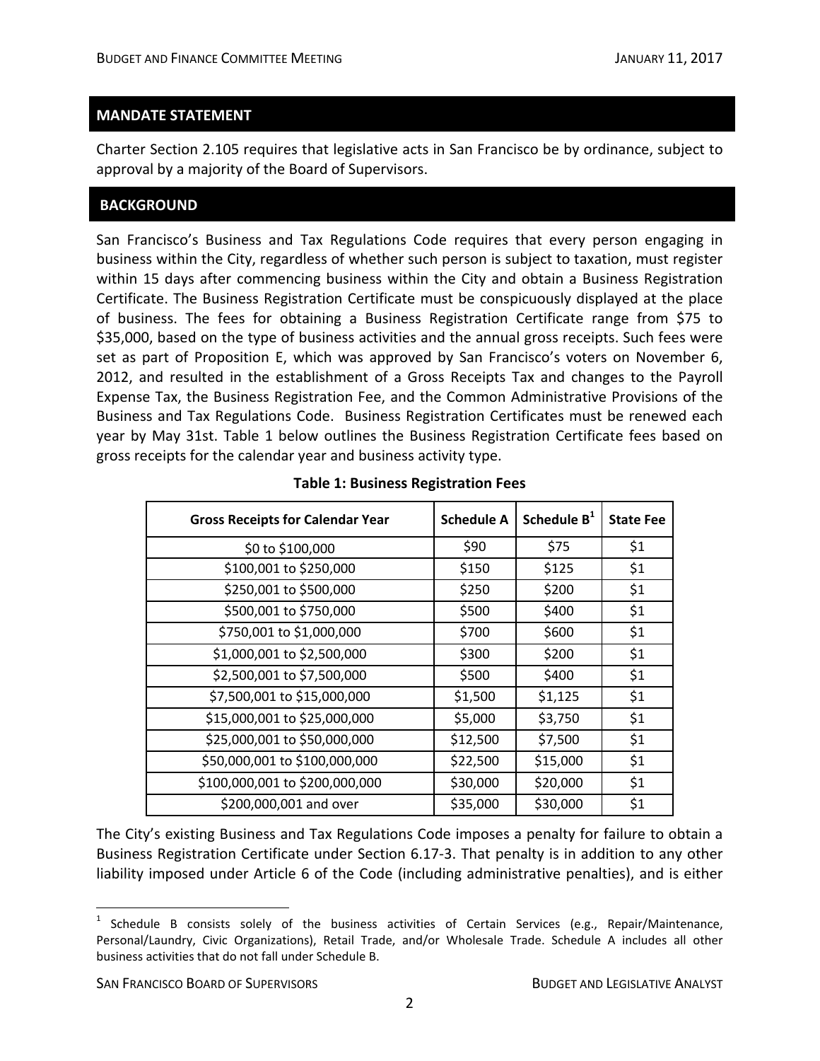## MANDATE STATEMENT

Charter Section 2.105 requires that legislative acts in San Francisco be by ordinance, subject to approval by a majority of the Board of Supervisors.

## BACKGROUND

San Francisco's Business and Tax Regulations Code requires that every person engaging in business within the City, regardless of whether such person is subject to taxation, must register within 15 days after commencing business within the City and obtain a Business Registration Certificate. The Business Registration Certificate must be conspicuously displayed at the place of business. The fees for obtaining a Business Registration Certificate range from $75 to $35,000, based on the type of business activities and the annual gross receipts. Such fees were set as part of Proposition E, which was approved by San Francisco's voters on November 6, 2012, and resulted in the establishment of a Gross Receipts Tax and changes to the Payroll Expense Tax, the Business Registration Fee, and the Common Administrative Provisions of the Business and Tax Regulations Code. Business Registration Certificates must be renewed each year by May 31st. Table 1 below outlines the Business Registration Certificate fees based on gross receipts for the calendar year and business activity type.

**Table 1: Business Registration Fees**

| Gross Receipts for Calendar Year | Schedule A | Schedule B[1] | State Fee |
|---|---|---|---|
| $0 to $100,000 | $90 | $75 | $1 |
| $100,001 to $250,000 | $150 | $125 | $1 |
| $250,001 to $500,000 | $250 | $200 | $1 |
| $500,001 to $750,000 | $500 | $400 | $1 |
| $750,001 to $1,000,000 | $700 | $600 | $1 |
| $1,000,001 to $2,500,000 | $300 | $200 | $1 |
| $2,500,001 to $7,500,000 | $500 | $400 | $1 |
| $7,500,001 to $15,000,000 | $1,500 | $1,125 | $1 |
| $15,000,001 to $25,000,000 | $5,000 | $3,750 | $1 |
| $25,000,001 to $50,000,000 | $12,500 | $7,500 | $1 |
| $50,000,001 to $100,000,000 | $22,500 | $15,000 | $1 |
| $100,000,001 to $200,000,000 | $30,000 | $20,000 | $1 |
| $200,000,001 and over | $35,000 | $30,000 | $1 |

The City's existing Business and Tax Regulations Code imposes a penalty for failure to obtain a Business Registration Certificate under Section 6.17-3. That penalty is in addition to any other liability imposed under Article 6 of the Code (including administrative penalties), and is either

[1] Schedule B consists solely of the business activities of Certain Services (e.g., Repair/Maintenance, Personal/Laundry, Civic Organizations), Retail Trade, and/or Wholesale Trade. Schedule A includes all other business activities that do not fall under Schedule B.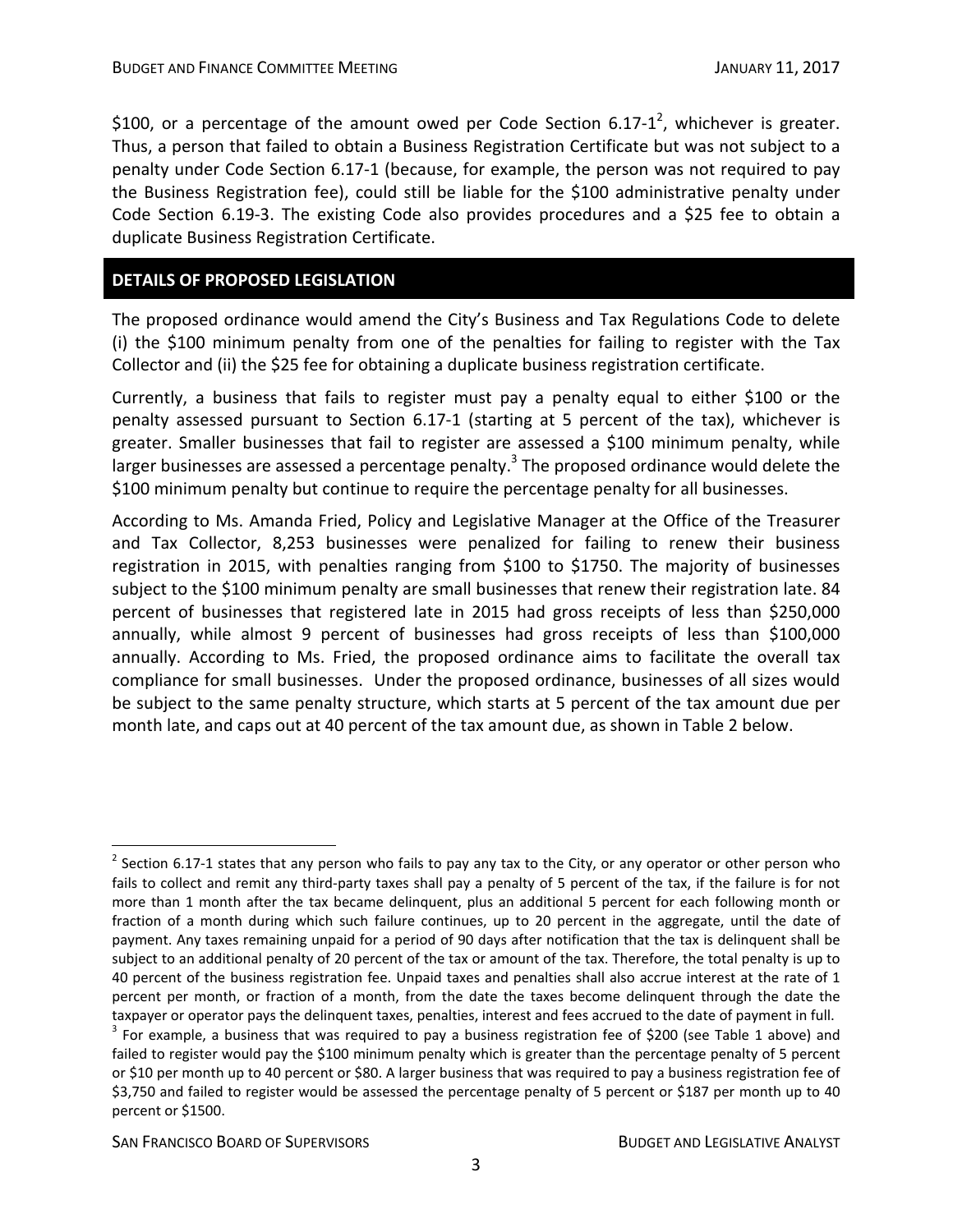$100, or a percentage of the amount owed per Code Section 6.17-1[2], whichever is greater. Thus, a person that failed to obtain a Business Registration Certificate but was not subject to a penalty under Code Section 6.17-1 (because, for example, the person was not required to pay the Business Registration fee), could still be liable for the $100 administrative penalty under Code Section 6.19-3. The existing Code also provides procedures and a $25 fee to obtain a duplicate Business Registration Certificate.

## DETAILS OF PROPOSED LEGISLATION

The proposed ordinance would amend the City's Business and Tax Regulations Code to delete (i) the $100 minimum penalty from one of the penalties for failing to register with the Tax Collector and (ii) the $25 fee for obtaining a duplicate business registration certificate.

Currently, a business that fails to register must pay a penalty equal to either $100 or the penalty assessed pursuant to Section 6.17-1 (starting at 5 percent of the tax), whichever is greater. Smaller businesses that fail to register are assessed a $100 minimum penalty, while larger businesses are assessed a percentage penalty.[3] The proposed ordinance would delete the $100 minimum penalty but continue to require the percentage penalty for all businesses.

According to Ms. Amanda Fried, Policy and Legislative Manager at the Office of the Treasurer and Tax Collector, 8,253 businesses were penalized for failing to renew their business registration in 2015, with penalties ranging from $100 to $1750. The majority of businesses subject to the $100 minimum penalty are small businesses that renew their registration late. 84 percent of businesses that registered late in 2015 had gross receipts of less than $250,000 annually, while almost 9 percent of businesses had gross receipts of less than $100,000 annually. According to Ms. Fried, the proposed ordinance aims to facilitate the overall tax compliance for small businesses. Under the proposed ordinance, businesses of all sizes would be subject to the same penalty structure, which starts at 5 percent of the tax amount due per month late, and caps out at 40 percent of the tax amount due, as shown in Table 2 below.

---

[2] Section 6.17-1 states that any person who fails to pay any tax to the City, or any operator or other person who fails to collect and remit any third-party taxes shall pay a penalty of 5 percent of the tax, if the failure is for not more than 1 month after the tax became delinquent, plus an additional 5 percent for each following month or fraction of a month during which such failure continues, up to 20 percent in the aggregate, until the date of payment. Any taxes remaining unpaid for a period of 90 days after notification that the tax is delinquent shall be subject to an additional penalty of 20 percent of the tax or amount of the tax. Therefore, the total penalty is up to 40 percent of the business registration fee. Unpaid taxes and penalties shall also accrue interest at the rate of 1 percent per month, or fraction of a month, from the date the taxes become delinquent through the date the taxpayer or operator pays the delinquent taxes, penalties, interest and fees accrued to the date of payment in full.

[3] For example, a business that was required to pay a business registration fee of $200 (see Table 1 above) and failed to register would pay the $100 minimum penalty which is greater than the percentage penalty of 5 percent or $10 per month up to 40 percent or $80. A larger business that was required to pay a business registration fee of $3,750 and failed to register would be assessed the percentage penalty of 5 percent or $187 per month up to 40 percent or $1500.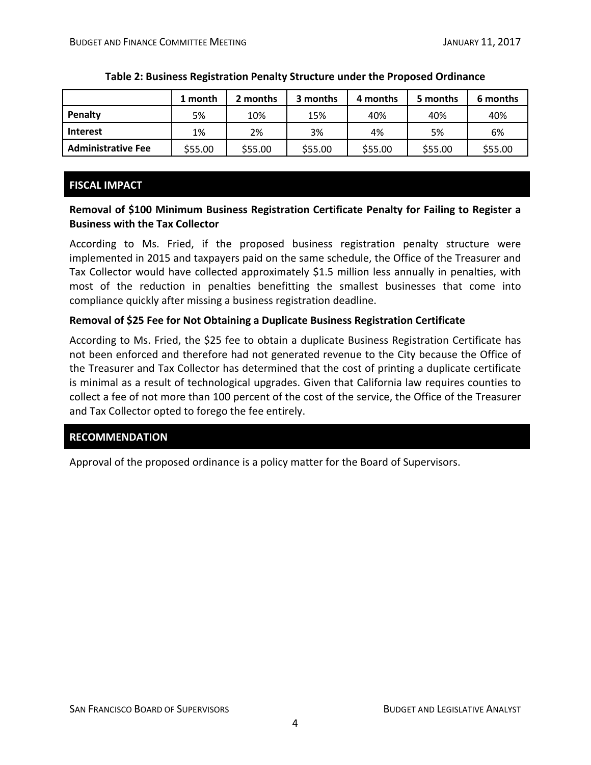**Table 2: Business Registration Penalty Structure under the Proposed Ordinance**

| | 1 month | 2 months | 3 months | 4 months | 5 months | 6 months |
|---|---|---|---|---|---|---|
| **Penalty** | 5% | 10% | 15% | 40% | 40% | 40% |
| **Interest** | 1% | 2% | 3% | 4% | 5% | 6% |
| **Administrative Fee** | $55.00 | $55.00 | $55.00 | $55.00 | $55.00 | $55.00 |

## FISCAL IMPACT

**Removal of $100 Minimum Business Registration Certificate Penalty for Failing to Register a Business with the Tax Collector**

According to Ms. Fried, if the proposed business registration penalty structure were implemented in 2015 and taxpayers paid on the same schedule, the Office of the Treasurer and Tax Collector would have collected approximately $1.5 million less annually in penalties, with most of the reduction in penalties benefitting the smallest businesses that come into compliance quickly after missing a business registration deadline.

**Removal of $25 Fee for Not Obtaining a Duplicate Business Registration Certificate**

According to Ms. Fried, the $25 fee to obtain a duplicate Business Registration Certificate has not been enforced and therefore had not generated revenue to the City because the Office of the Treasurer and Tax Collector has determined that the cost of printing a duplicate certificate is minimal as a result of technological upgrades. Given that California law requires counties to collect a fee of not more than 100 percent of the cost of the service, the Office of the Treasurer and Tax Collector opted to forego the fee entirely.

## RECOMMENDATION

Approval of the proposed ordinance is a policy matter for the Board of Supervisors.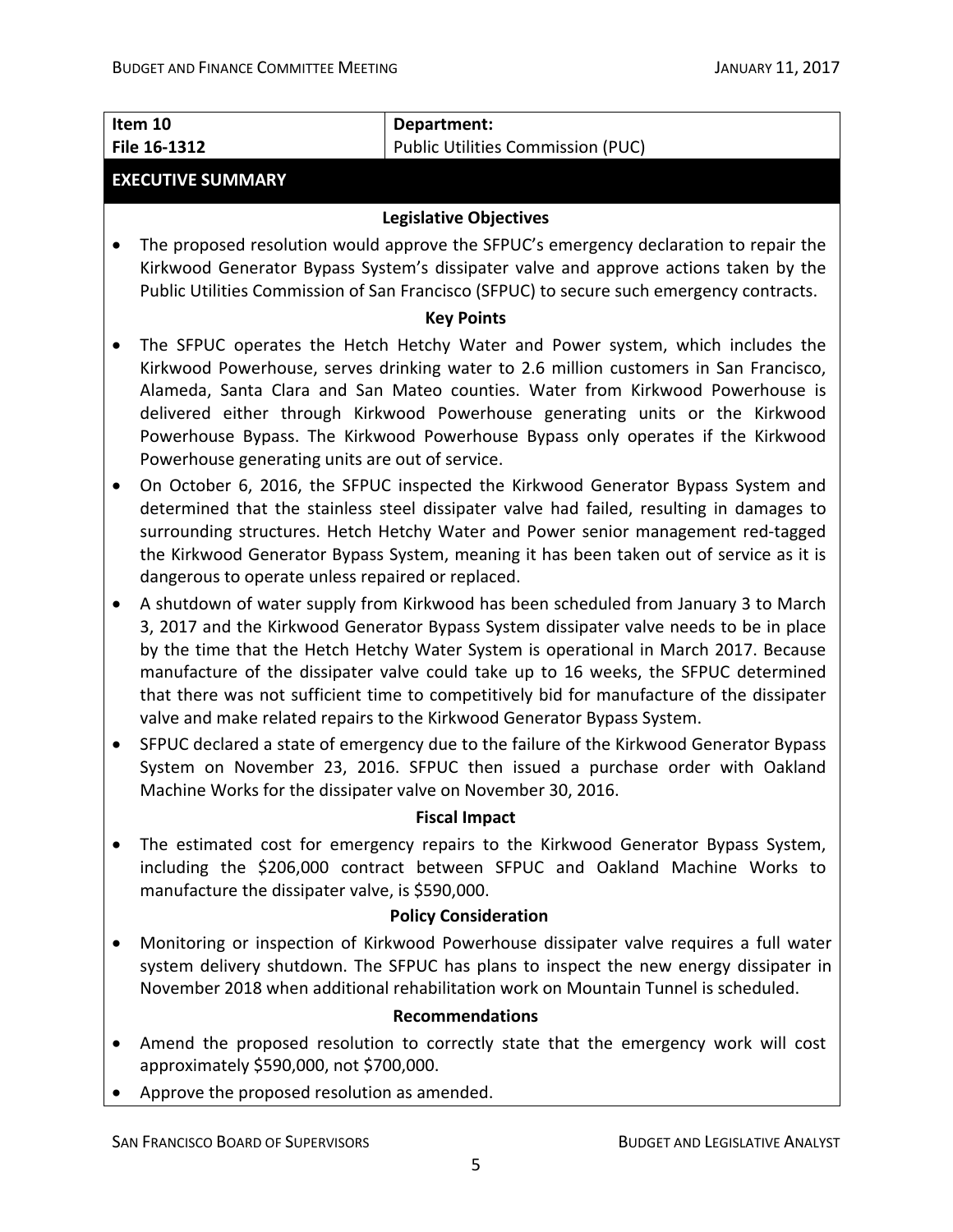| Item 10<br>File 16-1312 | Department:<br>Public Utilities Commission (PUC) |
|---|---|

## EXECUTIVE SUMMARY

### Legislative Objectives

- The proposed resolution would approve the SFPUC's emergency declaration to repair the Kirkwood Generator Bypass System's dissipater valve and approve actions taken by the Public Utilities Commission of San Francisco (SFPUC) to secure such emergency contracts.

### Key Points

- The SFPUC operates the Hetch Hetchy Water and Power system, which includes the Kirkwood Powerhouse, serves drinking water to 2.6 million customers in San Francisco, Alameda, Santa Clara and San Mateo counties. Water from Kirkwood Powerhouse is delivered either through Kirkwood Powerhouse generating units or the Kirkwood Powerhouse Bypass. The Kirkwood Powerhouse Bypass only operates if the Kirkwood Powerhouse generating units are out of service.
- On October 6, 2016, the SFPUC inspected the Kirkwood Generator Bypass System and determined that the stainless steel dissipater valve had failed, resulting in damages to surrounding structures. Hetch Hetchy Water and Power senior management red-tagged the Kirkwood Generator Bypass System, meaning it has been taken out of service as it is dangerous to operate unless repaired or replaced.
- A shutdown of water supply from Kirkwood has been scheduled from January 3 to March 3, 2017 and the Kirkwood Generator Bypass System dissipater valve needs to be in place by the time that the Hetch Hetchy Water System is operational in March 2017. Because manufacture of the dissipater valve could take up to 16 weeks, the SFPUC determined that there was not sufficient time to competitively bid for manufacture of the dissipater valve and make related repairs to the Kirkwood Generator Bypass System.
- SFPUC declared a state of emergency due to the failure of the Kirkwood Generator Bypass System on November 23, 2016. SFPUC then issued a purchase order with Oakland Machine Works for the dissipater valve on November 30, 2016.

### Fiscal Impact

- The estimated cost for emergency repairs to the Kirkwood Generator Bypass System, including the $206,000 contract between SFPUC and Oakland Machine Works to manufacture the dissipater valve, is $590,000.

### Policy Consideration

- Monitoring or inspection of Kirkwood Powerhouse dissipater valve requires a full water system delivery shutdown. The SFPUC has plans to inspect the new energy dissipater in November 2018 when additional rehabilitation work on Mountain Tunnel is scheduled.

### Recommendations

- Amend the proposed resolution to correctly state that the emergency work will cost approximately $590,000, not $700,000.
- Approve the proposed resolution as amended.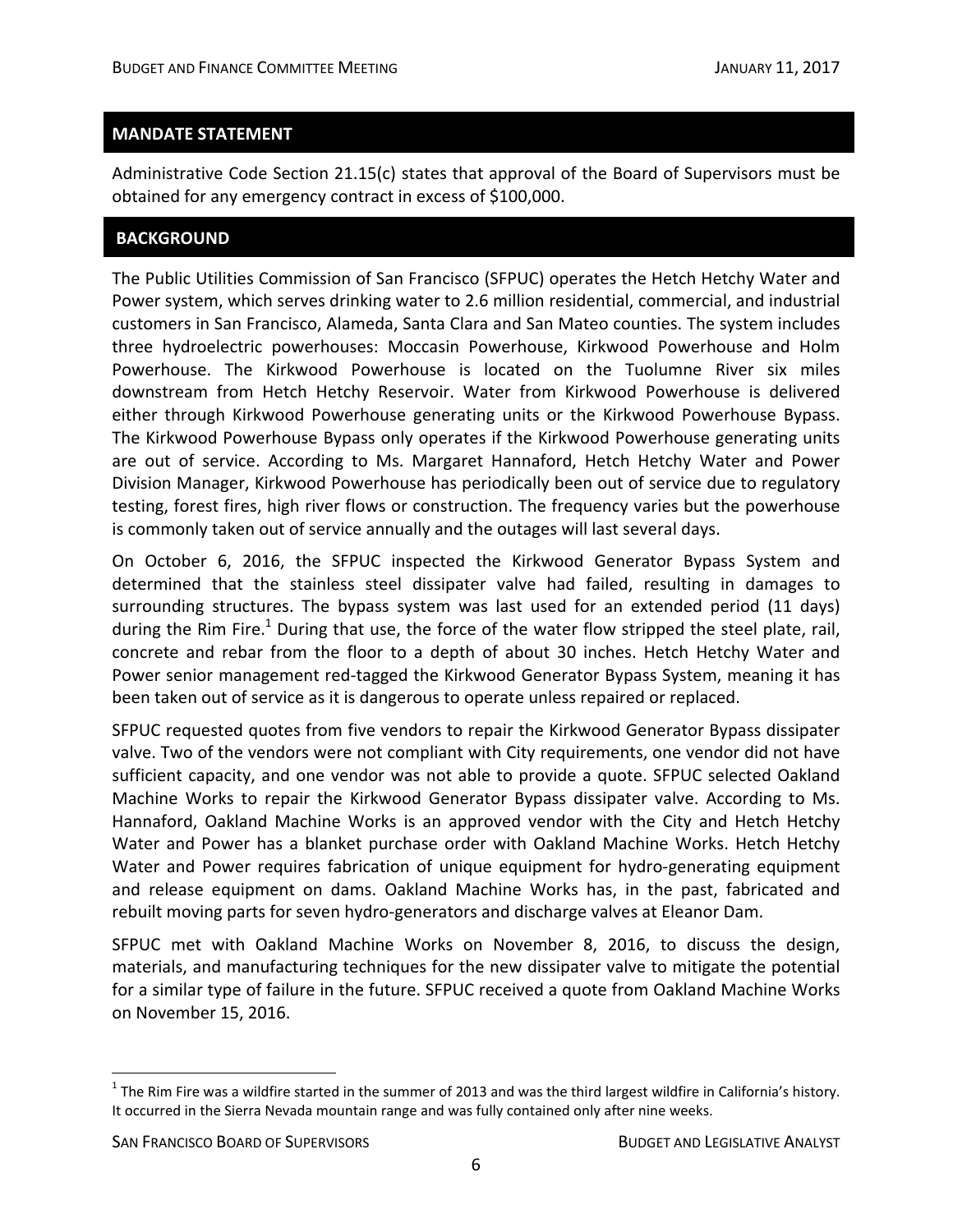## MANDATE STATEMENT

Administrative Code Section 21.15(c) states that approval of the Board of Supervisors must be obtained for any emergency contract in excess of $100,000.

## BACKGROUND

The Public Utilities Commission of San Francisco (SFPUC) operates the Hetch Hetchy Water and Power system, which serves drinking water to 2.6 million residential, commercial, and industrial customers in San Francisco, Alameda, Santa Clara and San Mateo counties. The system includes three hydroelectric powerhouses: Moccasin Powerhouse, Kirkwood Powerhouse and Holm Powerhouse. The Kirkwood Powerhouse is located on the Tuolumne River six miles downstream from Hetch Hetchy Reservoir. Water from Kirkwood Powerhouse is delivered either through Kirkwood Powerhouse generating units or the Kirkwood Powerhouse Bypass. The Kirkwood Powerhouse Bypass only operates if the Kirkwood Powerhouse generating units are out of service. According to Ms. Margaret Hannaford, Hetch Hetchy Water and Power Division Manager, Kirkwood Powerhouse has periodically been out of service due to regulatory testing, forest fires, high river flows or construction. The frequency varies but the powerhouse is commonly taken out of service annually and the outages will last several days.

On October 6, 2016, the SFPUC inspected the Kirkwood Generator Bypass System and determined that the stainless steel dissipater valve had failed, resulting in damages to surrounding structures. The bypass system was last used for an extended period (11 days) during the Rim Fire.[1] During that use, the force of the water flow stripped the steel plate, rail, concrete and rebar from the floor to a depth of about 30 inches. Hetch Hetchy Water and Power senior management red-tagged the Kirkwood Generator Bypass System, meaning it has been taken out of service as it is dangerous to operate unless repaired or replaced.

SFPUC requested quotes from five vendors to repair the Kirkwood Generator Bypass dissipater valve. Two of the vendors were not compliant with City requirements, one vendor did not have sufficient capacity, and one vendor was not able to provide a quote. SFPUC selected Oakland Machine Works to repair the Kirkwood Generator Bypass dissipater valve. According to Ms. Hannaford, Oakland Machine Works is an approved vendor with the City and Hetch Hetchy Water and Power has a blanket purchase order with Oakland Machine Works. Hetch Hetchy Water and Power requires fabrication of unique equipment for hydro-generating equipment and release equipment on dams. Oakland Machine Works has, in the past, fabricated and rebuilt moving parts for seven hydro-generators and discharge valves at Eleanor Dam.

SFPUC met with Oakland Machine Works on November 8, 2016, to discuss the design, materials, and manufacturing techniques for the new dissipater valve to mitigate the potential for a similar type of failure in the future. SFPUC received a quote from Oakland Machine Works on November 15, 2016.

[1] The Rim Fire was a wildfire started in the summer of 2013 and was the third largest wildfire in California's history. It occurred in the Sierra Nevada mountain range and was fully contained only after nine weeks.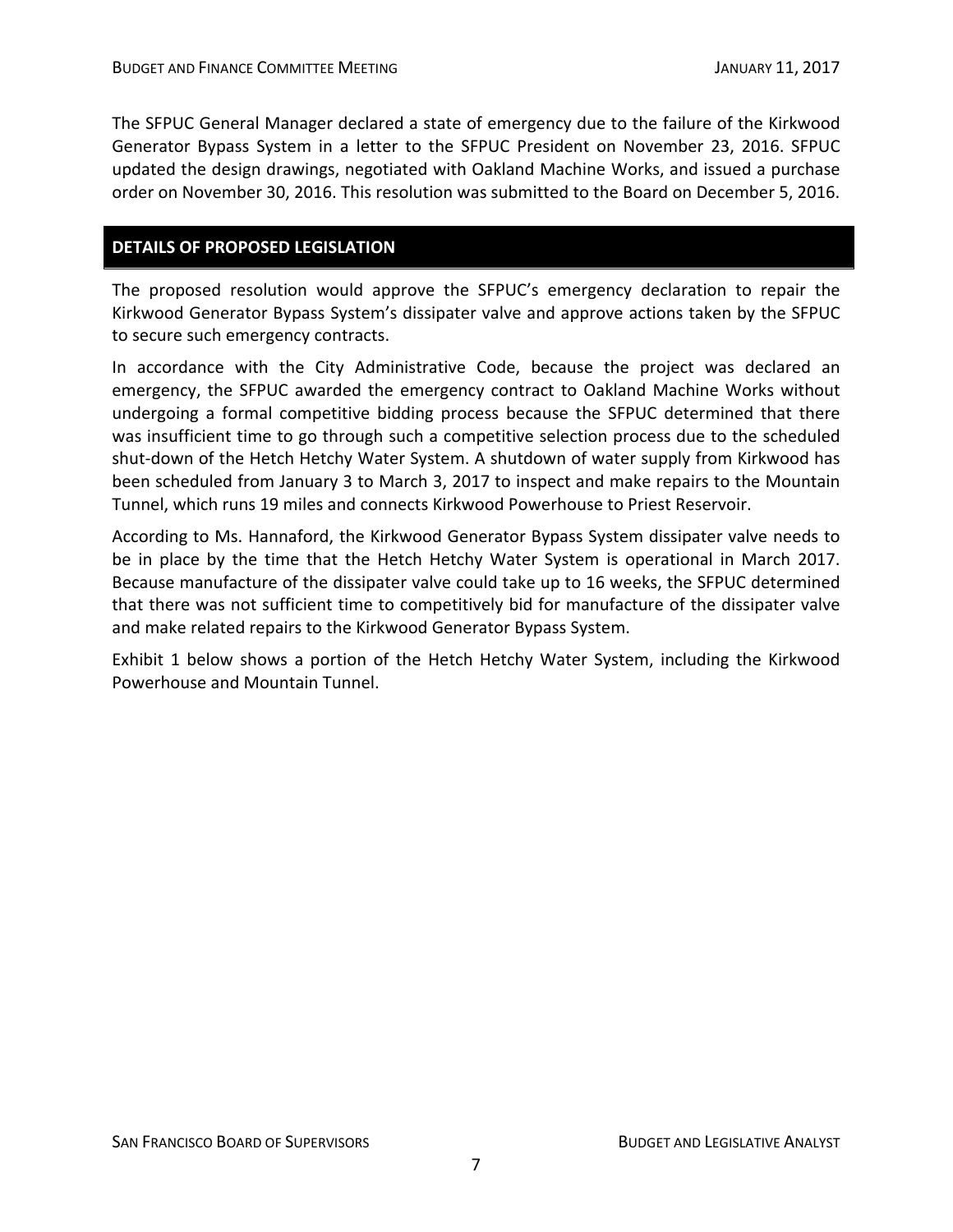The SFPUC General Manager declared a state of emergency due to the failure of the Kirkwood Generator Bypass System in a letter to the SFPUC President on November 23, 2016. SFPUC updated the design drawings, negotiated with Oakland Machine Works, and issued a purchase order on November 30, 2016. This resolution was submitted to the Board on December 5, 2016.

## DETAILS OF PROPOSED LEGISLATION

The proposed resolution would approve the SFPUC's emergency declaration to repair the Kirkwood Generator Bypass System's dissipater valve and approve actions taken by the SFPUC to secure such emergency contracts.

In accordance with the City Administrative Code, because the project was declared an emergency, the SFPUC awarded the emergency contract to Oakland Machine Works without undergoing a formal competitive bidding process because the SFPUC determined that there was insufficient time to go through such a competitive selection process due to the scheduled shut-down of the Hetch Hetchy Water System. A shutdown of water supply from Kirkwood has been scheduled from January 3 to March 3, 2017 to inspect and make repairs to the Mountain Tunnel, which runs 19 miles and connects Kirkwood Powerhouse to Priest Reservoir.

According to Ms. Hannaford, the Kirkwood Generator Bypass System dissipater valve needs to be in place by the time that the Hetch Hetchy Water System is operational in March 2017. Because manufacture of the dissipater valve could take up to 16 weeks, the SFPUC determined that there was not sufficient time to competitively bid for manufacture of the dissipater valve and make related repairs to the Kirkwood Generator Bypass System.

Exhibit 1 below shows a portion of the Hetch Hetchy Water System, including the Kirkwood Powerhouse and Mountain Tunnel.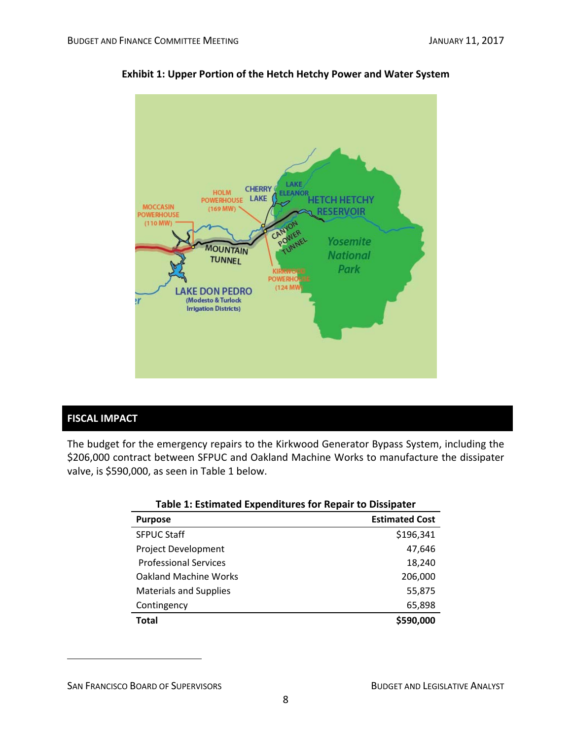**Exhibit 1: Upper Portion of the Hetch Hetchy Power and Water System**

## FISCAL IMPACT

The budget for the emergency repairs to the Kirkwood Generator Bypass System, including the $206,000 contract between SFPUC and Oakland Machine Works to manufacture the dissipater valve, is $590,000, as seen in Table 1 below.

**Table 1: Estimated Expenditures for Repair to Dissipater**

| Purpose | Estimated Cost |
|---|---:|
| SFPUC Staff | $196,341 |
| Project Development | 47,646 |
| Professional Services | 18,240 |
| Oakland Machine Works | 206,000 |
| Materials and Supplies | 55,875 |
| Contingency | 65,898 |
| **Total** | **$590,000** |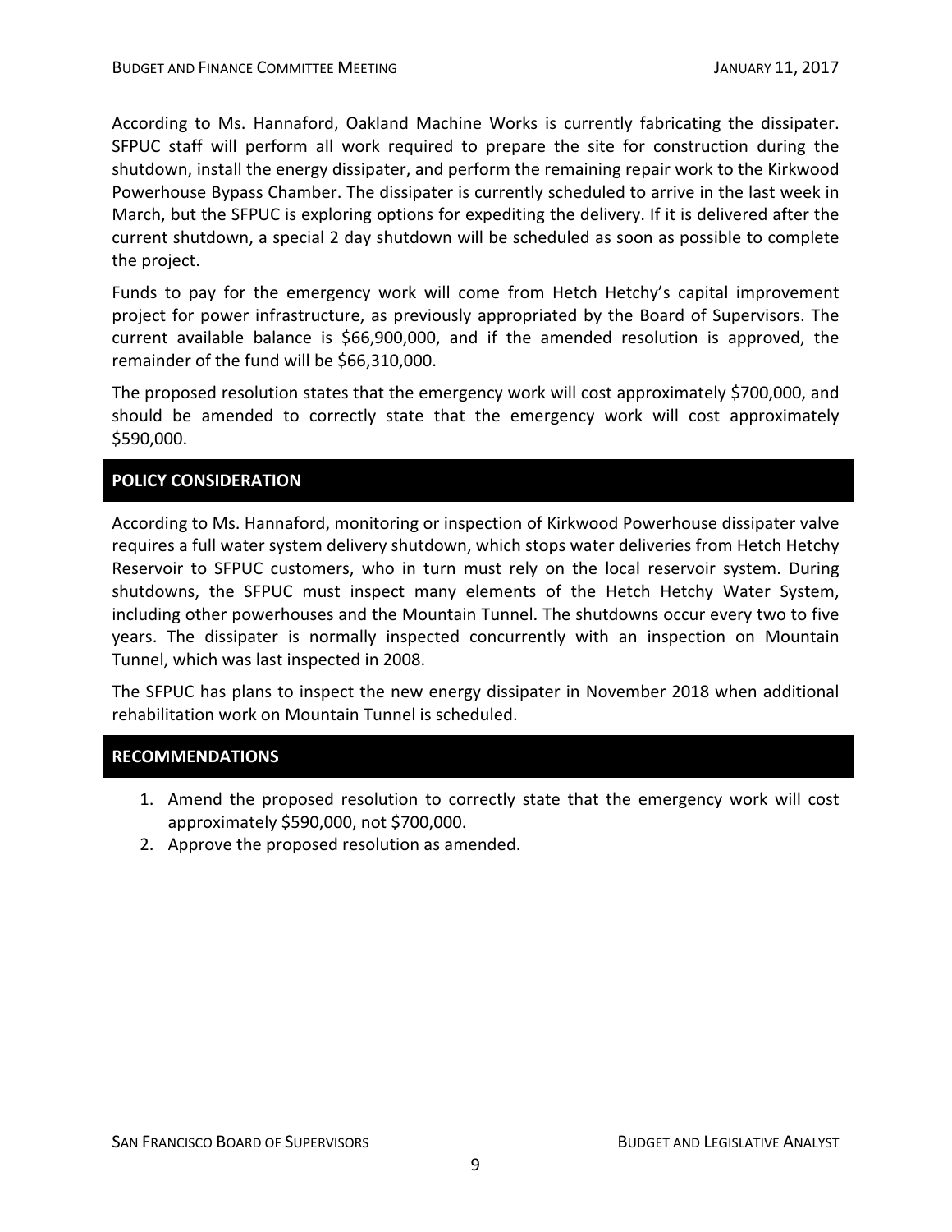According to Ms. Hannaford, Oakland Machine Works is currently fabricating the dissipater. SFPUC staff will perform all work required to prepare the site for construction during the shutdown, install the energy dissipater, and perform the remaining repair work to the Kirkwood Powerhouse Bypass Chamber. The dissipater is currently scheduled to arrive in the last week in March, but the SFPUC is exploring options for expediting the delivery. If it is delivered after the current shutdown, a special 2 day shutdown will be scheduled as soon as possible to complete the project.

Funds to pay for the emergency work will come from Hetch Hetchy's capital improvement project for power infrastructure, as previously appropriated by the Board of Supervisors. The current available balance is $66,900,000, and if the amended resolution is approved, the remainder of the fund will be $66,310,000.

The proposed resolution states that the emergency work will cost approximately $700,000, and should be amended to correctly state that the emergency work will cost approximately $590,000.

## POLICY CONSIDERATION

According to Ms. Hannaford, monitoring or inspection of Kirkwood Powerhouse dissipater valve requires a full water system delivery shutdown, which stops water deliveries from Hetch Hetchy Reservoir to SFPUC customers, who in turn must rely on the local reservoir system. During shutdowns, the SFPUC must inspect many elements of the Hetch Hetchy Water System, including other powerhouses and the Mountain Tunnel. The shutdowns occur every two to five years. The dissipater is normally inspected concurrently with an inspection on Mountain Tunnel, which was last inspected in 2008.

The SFPUC has plans to inspect the new energy dissipater in November 2018 when additional rehabilitation work on Mountain Tunnel is scheduled.

## RECOMMENDATIONS

1. Amend the proposed resolution to correctly state that the emergency work will cost approximately $590,000, not $700,000.
2. Approve the proposed resolution as amended.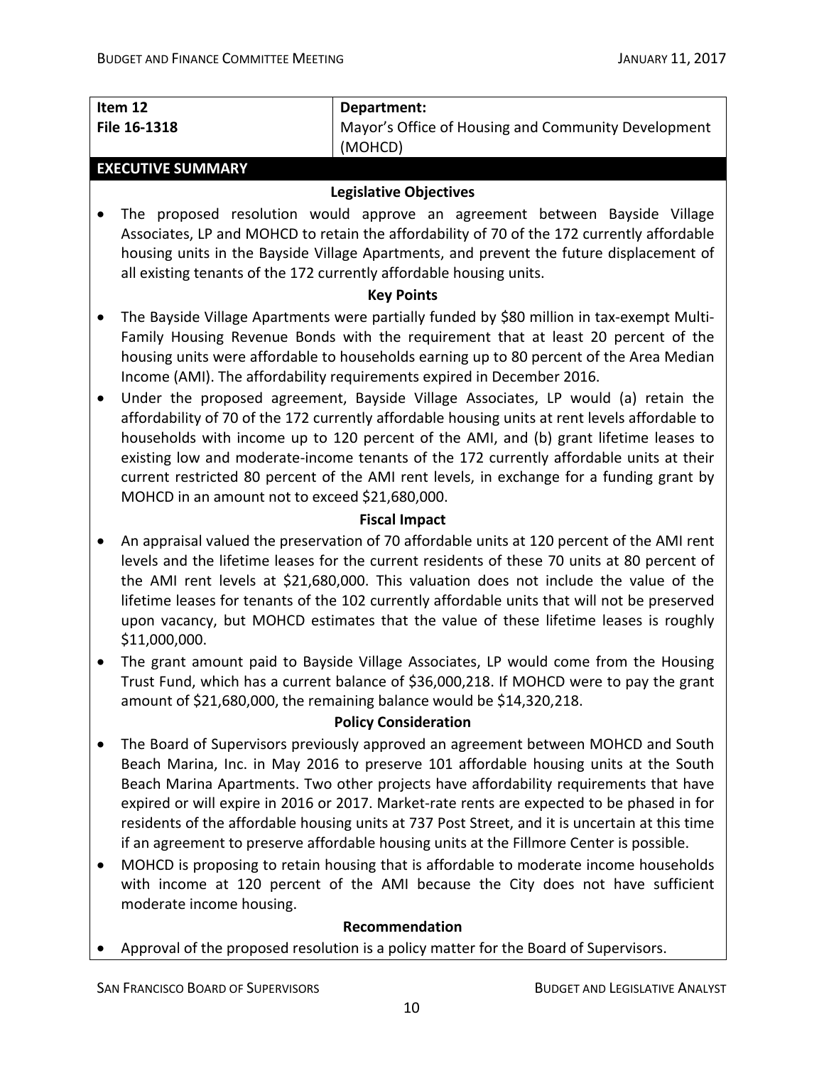| Item 12 File 16-1318 | Department: Mayor's Office of Housing and Community Development (MOHCD) |
|---|---|

## EXECUTIVE SUMMARY

### Legislative Objectives

- The proposed resolution would approve an agreement between Bayside Village Associates, LP and MOHCD to retain the affordability of 70 of the 172 currently affordable housing units in the Bayside Village Apartments, and prevent the future displacement of all existing tenants of the 172 currently affordable housing units.

### Key Points

- The Bayside Village Apartments were partially funded by $80 million in tax-exempt Multi-Family Housing Revenue Bonds with the requirement that at least 20 percent of the housing units were affordable to households earning up to 80 percent of the Area Median Income (AMI). The affordability requirements expired in December 2016.
- Under the proposed agreement, Bayside Village Associates, LP would (a) retain the affordability of 70 of the 172 currently affordable housing units at rent levels affordable to households with income up to 120 percent of the AMI, and (b) grant lifetime leases to existing low and moderate-income tenants of the 172 currently affordable units at their current restricted 80 percent of the AMI rent levels, in exchange for a funding grant by MOHCD in an amount not to exceed $21,680,000.

### Fiscal Impact

- An appraisal valued the preservation of 70 affordable units at 120 percent of the AMI rent levels and the lifetime leases for the current residents of these 70 units at 80 percent of the AMI rent levels at $21,680,000. This valuation does not include the value of the lifetime leases for tenants of the 102 currently affordable units that will not be preserved upon vacancy, but MOHCD estimates that the value of these lifetime leases is roughly $11,000,000.
- The grant amount paid to Bayside Village Associates, LP would come from the Housing Trust Fund, which has a current balance of $36,000,218. If MOHCD were to pay the grant amount of $21,680,000, the remaining balance would be $14,320,218.

### Policy Consideration

- The Board of Supervisors previously approved an agreement between MOHCD and South Beach Marina, Inc. in May 2016 to preserve 101 affordable housing units at the South Beach Marina Apartments. Two other projects have affordability requirements that have expired or will expire in 2016 or 2017. Market-rate rents are expected to be phased in for residents of the affordable housing units at 737 Post Street, and it is uncertain at this time if an agreement to preserve affordable housing units at the Fillmore Center is possible.
- MOHCD is proposing to retain housing that is affordable to moderate income households with income at 120 percent of the AMI because the City does not have sufficient moderate income housing.

### Recommendation

- Approval of the proposed resolution is a policy matter for the Board of Supervisors.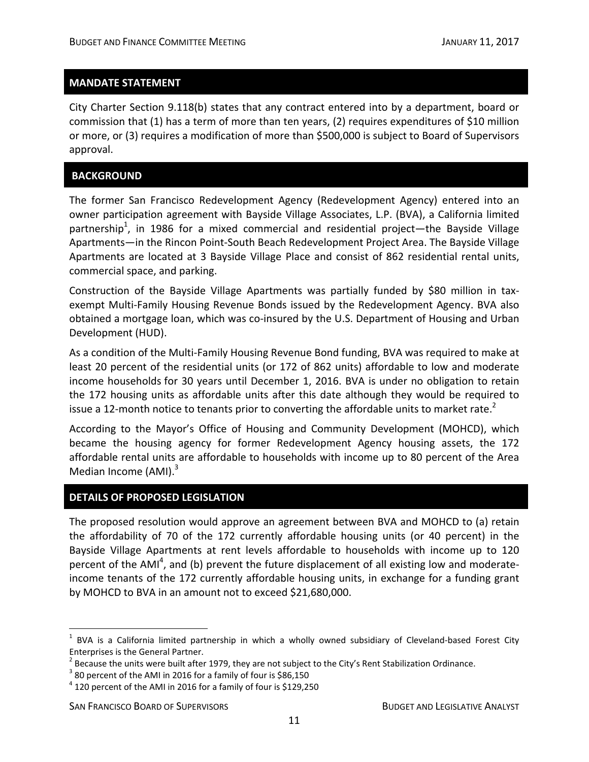## MANDATE STATEMENT

City Charter Section 9.118(b) states that any contract entered into by a department, board or commission that (1) has a term of more than ten years, (2) requires expenditures of $10 million or more, or (3) requires a modification of more than $500,000 is subject to Board of Supervisors approval.

## BACKGROUND

The former San Francisco Redevelopment Agency (Redevelopment Agency) entered into an owner participation agreement with Bayside Village Associates, L.P. (BVA), a California limited partnership[1], in 1986 for a mixed commercial and residential project—the Bayside Village Apartments—in the Rincon Point-South Beach Redevelopment Project Area. The Bayside Village Apartments are located at 3 Bayside Village Place and consist of 862 residential rental units, commercial space, and parking.

Construction of the Bayside Village Apartments was partially funded by $80 million in tax-exempt Multi-Family Housing Revenue Bonds issued by the Redevelopment Agency. BVA also obtained a mortgage loan, which was co-insured by the U.S. Department of Housing and Urban Development (HUD).

As a condition of the Multi-Family Housing Revenue Bond funding, BVA was required to make at least 20 percent of the residential units (or 172 of 862 units) affordable to low and moderate income households for 30 years until December 1, 2016. BVA is under no obligation to retain the 172 housing units as affordable units after this date although they would be required to issue a 12-month notice to tenants prior to converting the affordable units to market rate.[2]

According to the Mayor's Office of Housing and Community Development (MOHCD), which became the housing agency for former Redevelopment Agency housing assets, the 172 affordable rental units are affordable to households with income up to 80 percent of the Area Median Income (AMI).[3]

## DETAILS OF PROPOSED LEGISLATION

The proposed resolution would approve an agreement between BVA and MOHCD to (a) retain the affordability of 70 of the 172 currently affordable housing units (or 40 percent) in the Bayside Village Apartments at rent levels affordable to households with income up to 120 percent of the AMI[4], and (b) prevent the future displacement of all existing low and moderate-income tenants of the 172 currently affordable housing units, in exchange for a funding grant by MOHCD to BVA in an amount not to exceed $21,680,000.

---

[1] BVA is a California limited partnership in which a wholly owned subsidiary of Cleveland-based Forest City Enterprises is the General Partner.

[2] Because the units were built after 1979, they are not subject to the City's Rent Stabilization Ordinance.

[3] 80 percent of the AMI in 2016 for a family of four is $86,150

[4] 120 percent of the AMI in 2016 for a family of four is $129,250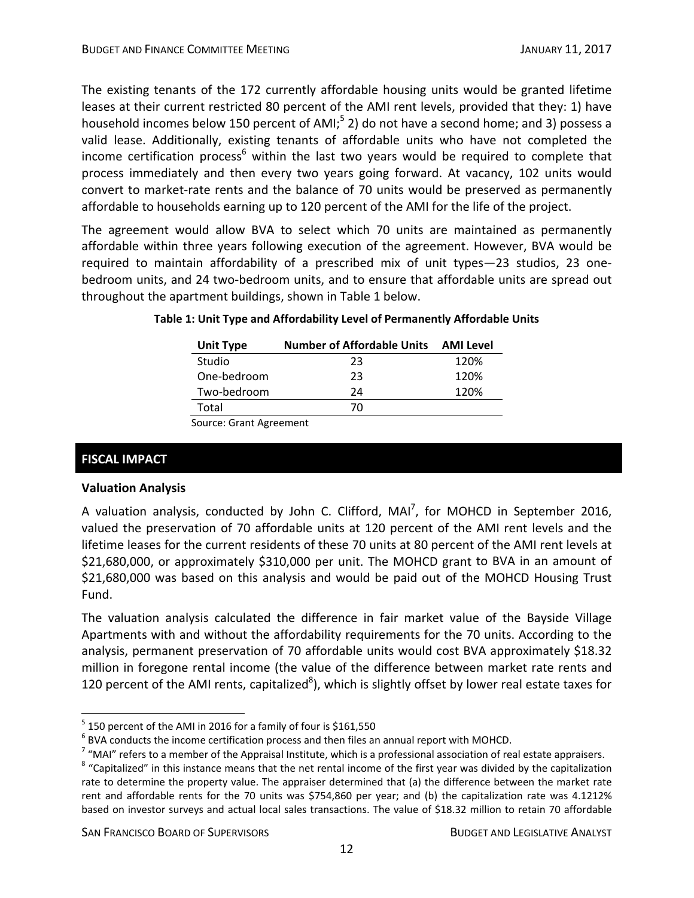The existing tenants of the 172 currently affordable housing units would be granted lifetime leases at their current restricted 80 percent of the AMI rent levels, provided that they: 1) have household incomes below 150 percent of AMI;[5] 2) do not have a second home; and 3) possess a valid lease. Additionally, existing tenants of affordable units who have not completed the income certification process[6] within the last two years would be required to complete that process immediately and then every two years going forward. At vacancy, 102 units would convert to market-rate rents and the balance of 70 units would be preserved as permanently affordable to households earning up to 120 percent of the AMI for the life of the project.

The agreement would allow BVA to select which 70 units are maintained as permanently affordable within three years following execution of the agreement. However, BVA would be required to maintain affordability of a prescribed mix of unit types—23 studios, 23 one-bedroom units, and 24 two-bedroom units, and to ensure that affordable units are spread out throughout the apartment buildings, shown in Table 1 below.

**Table 1: Unit Type and Affordability Level of Permanently Affordable Units**

| Unit Type | Number of Affordable Units | AMI Level |
|---|---|---|
| Studio | 23 | 120% |
| One-bedroom | 23 | 120% |
| Two-bedroom | 24 | 120% |
| Total | 70 | |

Source: Grant Agreement

## FISCAL IMPACT

### Valuation Analysis

A valuation analysis, conducted by John C. Clifford, MAI[7], for MOHCD in September 2016, valued the preservation of 70 affordable units at 120 percent of the AMI rent levels and the lifetime leases for the current residents of these 70 units at 80 percent of the AMI rent levels at $21,680,000, or approximately $310,000 per unit. The MOHCD grant to BVA in an amount of $21,680,000 was based on this analysis and would be paid out of the MOHCD Housing Trust Fund.

The valuation analysis calculated the difference in fair market value of the Bayside Village Apartments with and without the affordability requirements for the 70 units. According to the analysis, permanent preservation of 70 affordable units would cost BVA approximately $18.32 million in foregone rental income (the value of the difference between market rate rents and 120 percent of the AMI rents, capitalized[8]), which is slightly offset by lower real estate taxes for

---

[5] 150 percent of the AMI in 2016 for a family of four is $161,550

[6] BVA conducts the income certification process and then files an annual report with MOHCD.

[7] "MAI" refers to a member of the Appraisal Institute, which is a professional association of real estate appraisers.

[8] "Capitalized" in this instance means that the net rental income of the first year was divided by the capitalization rate to determine the property value. The appraiser determined that (a) the difference between the market rate rent and affordable rents for the 70 units was $754,860 per year; and (b) the capitalization rate was 4.1212% based on investor surveys and actual local sales transactions. The value of $18.32 million to retain 70 affordable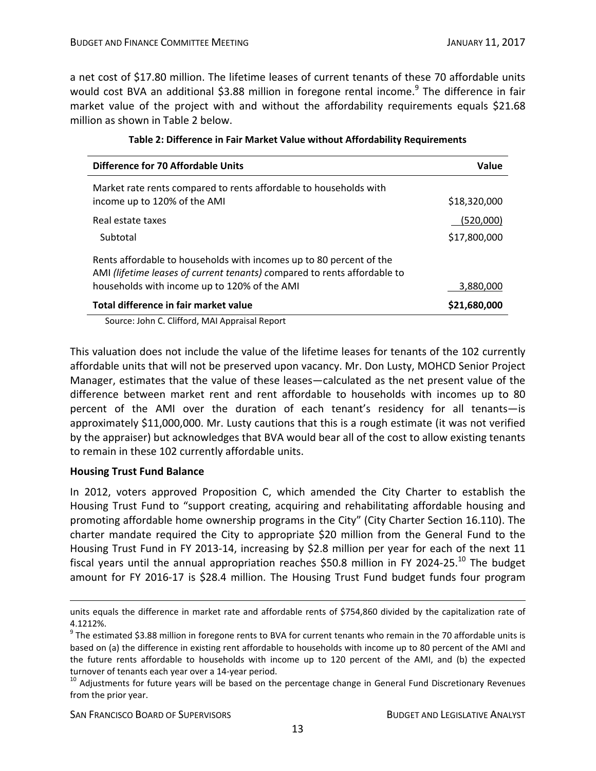a net cost of $17.80 million. The lifetime leases of current tenants of these 70 affordable units would cost BVA an additional $3.88 million in foregone rental income.[9] The difference in fair market value of the project with and without the affordability requirements equals $21.68 million as shown in Table 2 below.

**Table 2: Difference in Fair Market Value without Affordability Requirements**

| Difference for 70 Affordable Units | Value |
|---|---:|
| Market rate rents compared to rents affordable to households with income up to 120% of the AMI | $18,320,000 |
| Real estate taxes | (520,000) |
| Subtotal | $17,800,000 |
| Rents affordable to households with incomes up to 80 percent of the AMI *(lifetime leases of current tenants)* compared to rents affordable to households with income up to 120% of the AMI | 3,880,000 |
| **Total difference in fair market value** | **$21,680,000** |

Source: John C. Clifford, MAI Appraisal Report

This valuation does not include the value of the lifetime leases for tenants of the 102 currently affordable units that will not be preserved upon vacancy. Mr. Don Lusty, MOHCD Senior Project Manager, estimates that the value of these leases—calculated as the net present value of the difference between market rent and rent affordable to households with incomes up to 80 percent of the AMI over the duration of each tenant's residency for all tenants—is approximately $11,000,000. Mr. Lusty cautions that this is a rough estimate (it was not verified by the appraiser) but acknowledges that BVA would bear all of the cost to allow existing tenants to remain in these 102 currently affordable units.

### Housing Trust Fund Balance

In 2012, voters approved Proposition C, which amended the City Charter to establish the Housing Trust Fund to "support creating, acquiring and rehabilitating affordable housing and promoting affordable home ownership programs in the City" (City Charter Section 16.110). The charter mandate required the City to appropriate $20 million from the General Fund to the Housing Trust Fund in FY 2013-14, increasing by $2.8 million per year for each of the next 11 fiscal years until the annual appropriation reaches $50.8 million in FY 2024-25.[10] The budget amount for FY 2016-17 is $28.4 million. The Housing Trust Fund budget funds four program

---

units equals the difference in market rate and affordable rents of $754,860 divided by the capitalization rate of 4.1212%.

[9] The estimated $3.88 million in foregone rents to BVA for current tenants who remain in the 70 affordable units is based on (a) the difference in existing rent affordable to households with income up to 80 percent of the AMI and the future rents affordable to households with income up to 120 percent of the AMI, and (b) the expected turnover of tenants each year over a 14-year period.

[10] Adjustments for future years will be based on the percentage change in General Fund Discretionary Revenues from the prior year.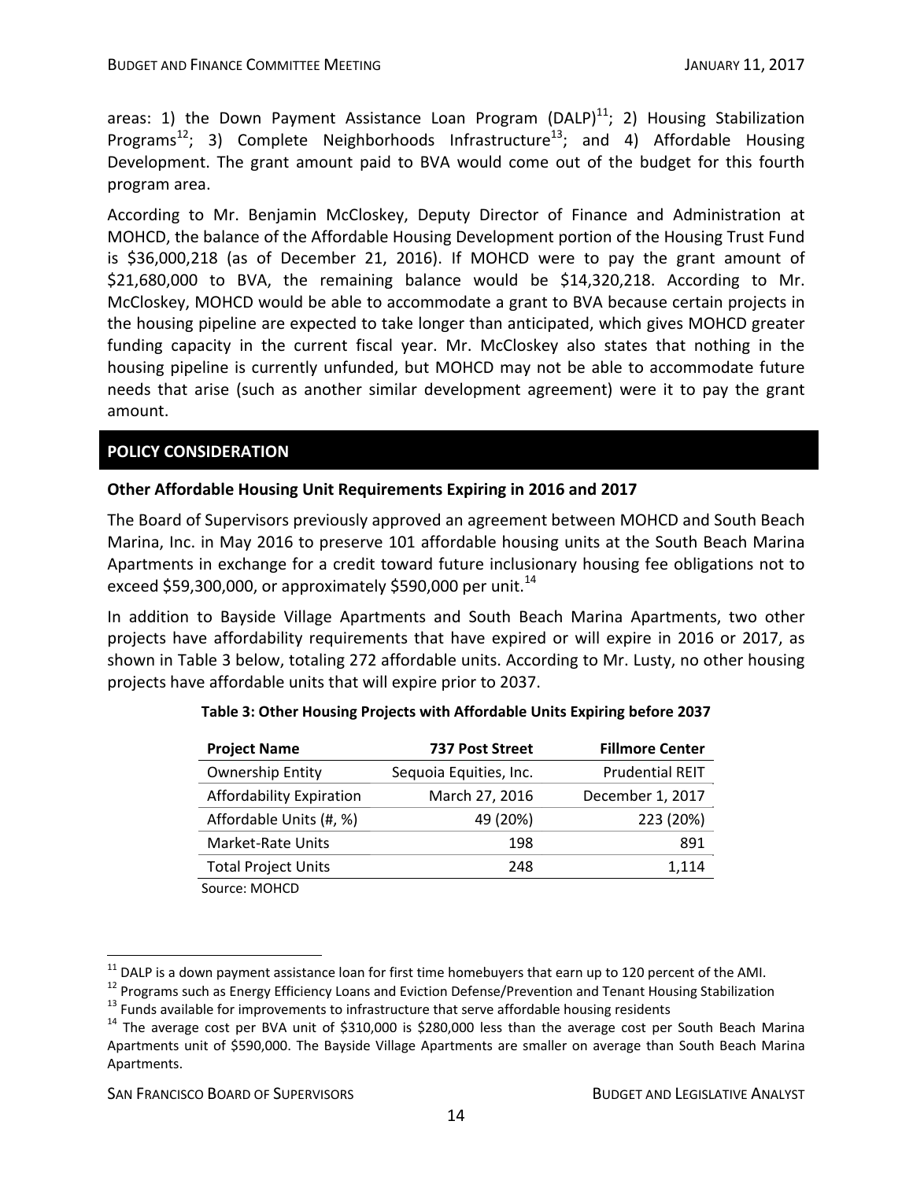areas: 1) the Down Payment Assistance Loan Program (DALP)[11]; 2) Housing Stabilization Programs[12]; 3) Complete Neighborhoods Infrastructure[13]; and 4) Affordable Housing Development. The grant amount paid to BVA would come out of the budget for this fourth program area.

According to Mr. Benjamin McCloskey, Deputy Director of Finance and Administration at MOHCD, the balance of the Affordable Housing Development portion of the Housing Trust Fund is $36,000,218 (as of December 21, 2016). If MOHCD were to pay the grant amount of $21,680,000 to BVA, the remaining balance would be $14,320,218. According to Mr. McCloskey, MOHCD would be able to accommodate a grant to BVA because certain projects in the housing pipeline are expected to take longer than anticipated, which gives MOHCD greater funding capacity in the current fiscal year. Mr. McCloskey also states that nothing in the housing pipeline is currently unfunded, but MOHCD may not be able to accommodate future needs that arise (such as another similar development agreement) were it to pay the grant amount.

## POLICY CONSIDERATION

### Other Affordable Housing Unit Requirements Expiring in 2016 and 2017

The Board of Supervisors previously approved an agreement between MOHCD and South Beach Marina, Inc. in May 2016 to preserve 101 affordable housing units at the South Beach Marina Apartments in exchange for a credit toward future inclusionary housing fee obligations not to exceed $59,300,000, or approximately $590,000 per unit.[14]

In addition to Bayside Village Apartments and South Beach Marina Apartments, two other projects have affordability requirements that have expired or will expire in 2016 or 2017, as shown in Table 3 below, totaling 272 affordable units. According to Mr. Lusty, no other housing projects have affordable units that will expire prior to 2037.

**Table 3: Other Housing Projects with Affordable Units Expiring before 2037**

| Project Name | 737 Post Street | Fillmore Center |
|---|---|---|
| Ownership Entity | Sequoia Equities, Inc. | Prudential REIT |
| Affordability Expiration | March 27, 2016 | December 1, 2017 |
| Affordable Units (#, %) | 49 (20%) | 223 (20%) |
| Market-Rate Units | 198 | 891 |
| Total Project Units | 248 | 1,114 |

Source: MOHCD

[11] DALP is a down payment assistance loan for first time homebuyers that earn up to 120 percent of the AMI.

[12] Programs such as Energy Efficiency Loans and Eviction Defense/Prevention and Tenant Housing Stabilization

[13] Funds available for improvements to infrastructure that serve affordable housing residents

[14] The average cost per BVA unit of $310,000 is $280,000 less than the average cost per South Beach Marina Apartments unit of $590,000. The Bayside Village Apartments are smaller on average than South Beach Marina Apartments.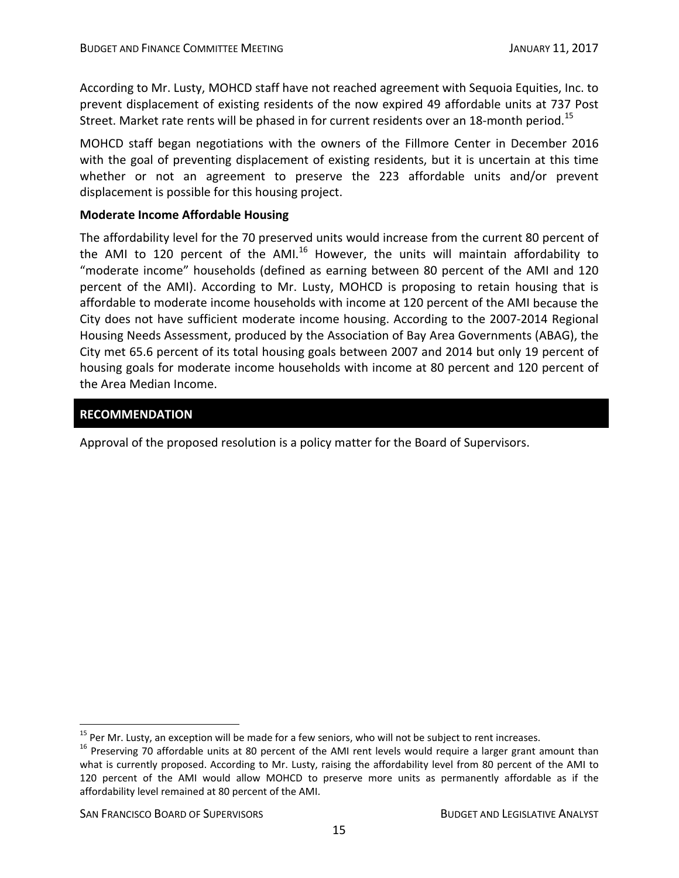According to Mr. Lusty, MOHCD staff have not reached agreement with Sequoia Equities, Inc. to prevent displacement of existing residents of the now expired 49 affordable units at 737 Post Street. Market rate rents will be phased in for current residents over an 18-month period.[15]

MOHCD staff began negotiations with the owners of the Fillmore Center in December 2016 with the goal of preventing displacement of existing residents, but it is uncertain at this time whether or not an agreement to preserve the 223 affordable units and/or prevent displacement is possible for this housing project.

**Moderate Income Affordable Housing**

The affordability level for the 70 preserved units would increase from the current 80 percent of the AMI to 120 percent of the AMI.[16] However, the units will maintain affordability to "moderate income" households (defined as earning between 80 percent of the AMI and 120 percent of the AMI). According to Mr. Lusty, MOHCD is proposing to retain housing that is affordable to moderate income households with income at 120 percent of the AMI because the City does not have sufficient moderate income housing. According to the 2007-2014 Regional Housing Needs Assessment, produced by the Association of Bay Area Governments (ABAG), the City met 65.6 percent of its total housing goals between 2007 and 2014 but only 19 percent of housing goals for moderate income households with income at 80 percent and 120 percent of the Area Median Income.

## RECOMMENDATION

Approval of the proposed resolution is a policy matter for the Board of Supervisors.

[15] Per Mr. Lusty, an exception will be made for a few seniors, who will not be subject to rent increases.

[16] Preserving 70 affordable units at 80 percent of the AMI rent levels would require a larger grant amount than what is currently proposed. According to Mr. Lusty, raising the affordability level from 80 percent of the AMI to 120 percent of the AMI would allow MOHCD to preserve more units as permanently affordable as if the affordability level remained at 80 percent of the AMI.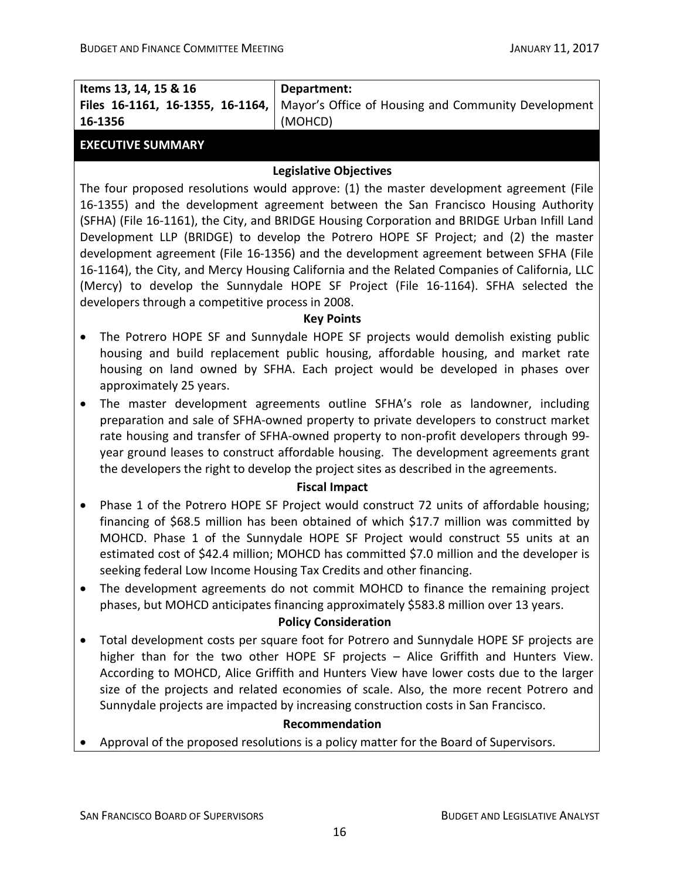| Items 13, 14, 15 & 16 Files 16-1161, 16-1355, 16-1164, 16-1356 | Department: Mayor's Office of Housing and Community Development (MOHCD) |
|---|---|

## EXECUTIVE SUMMARY

### Legislative Objectives

The four proposed resolutions would approve: (1) the master development agreement (File 16-1355) and the development agreement between the San Francisco Housing Authority (SFHA) (File 16-1161), the City, and BRIDGE Housing Corporation and BRIDGE Urban Infill Land Development LLP (BRIDGE) to develop the Potrero HOPE SF Project; and (2) the master development agreement (File 16-1356) and the development agreement between SFHA (File 16-1164), the City, and Mercy Housing California and the Related Companies of California, LLC (Mercy) to develop the Sunnydale HOPE SF Project (File 16-1164). SFHA selected the developers through a competitive process in 2008.

### Key Points

- The Potrero HOPE SF and Sunnydale HOPE SF projects would demolish existing public housing and build replacement public housing, affordable housing, and market rate housing on land owned by SFHA. Each project would be developed in phases over approximately 25 years.
- The master development agreements outline SFHA's role as landowner, including preparation and sale of SFHA-owned property to private developers to construct market rate housing and transfer of SFHA-owned property to non-profit developers through 99-year ground leases to construct affordable housing. The development agreements grant the developers the right to develop the project sites as described in the agreements.

### Fiscal Impact

- Phase 1 of the Potrero HOPE SF Project would construct 72 units of affordable housing; financing of $68.5 million has been obtained of which $17.7 million was committed by MOHCD. Phase 1 of the Sunnydale HOPE SF Project would construct 55 units at an estimated cost of $42.4 million; MOHCD has committed $7.0 million and the developer is seeking federal Low Income Housing Tax Credits and other financing.
- The development agreements do not commit MOHCD to finance the remaining project phases, but MOHCD anticipates financing approximately $583.8 million over 13 years.

### Policy Consideration

- Total development costs per square foot for Potrero and Sunnydale HOPE SF projects are higher than for the two other HOPE SF projects – Alice Griffith and Hunters View. According to MOHCD, Alice Griffith and Hunters View have lower costs due to the larger size of the projects and related economies of scale. Also, the more recent Potrero and Sunnydale projects are impacted by increasing construction costs in San Francisco.

### Recommendation

- Approval of the proposed resolutions is a policy matter for the Board of Supervisors.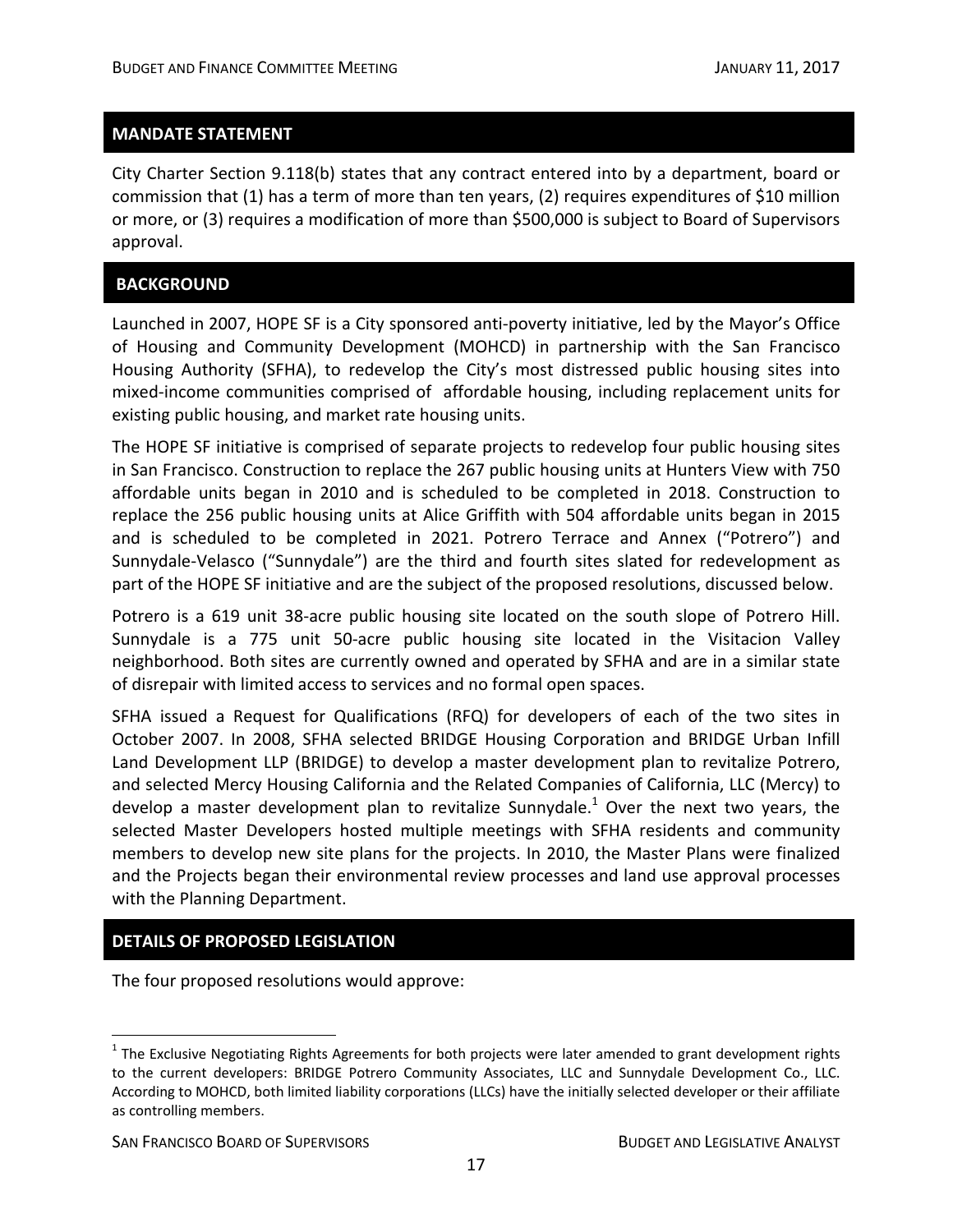## MANDATE STATEMENT

City Charter Section 9.118(b) states that any contract entered into by a department, board or commission that (1) has a term of more than ten years, (2) requires expenditures of $10 million or more, or (3) requires a modification of more than $500,000 is subject to Board of Supervisors approval.

## BACKGROUND

Launched in 2007, HOPE SF is a City sponsored anti-poverty initiative, led by the Mayor's Office of Housing and Community Development (MOHCD) in partnership with the San Francisco Housing Authority (SFHA), to redevelop the City's most distressed public housing sites into mixed-income communities comprised of affordable housing, including replacement units for existing public housing, and market rate housing units.

The HOPE SF initiative is comprised of separate projects to redevelop four public housing sites in San Francisco. Construction to replace the 267 public housing units at Hunters View with 750 affordable units began in 2010 and is scheduled to be completed in 2018. Construction to replace the 256 public housing units at Alice Griffith with 504 affordable units began in 2015 and is scheduled to be completed in 2021. Potrero Terrace and Annex ("Potrero") and Sunnydale-Velasco ("Sunnydale") are the third and fourth sites slated for redevelopment as part of the HOPE SF initiative and are the subject of the proposed resolutions, discussed below.

Potrero is a 619 unit 38-acre public housing site located on the south slope of Potrero Hill. Sunnydale is a 775 unit 50-acre public housing site located in the Visitacion Valley neighborhood. Both sites are currently owned and operated by SFHA and are in a similar state of disrepair with limited access to services and no formal open spaces.

SFHA issued a Request for Qualifications (RFQ) for developers of each of the two sites in October 2007. In 2008, SFHA selected BRIDGE Housing Corporation and BRIDGE Urban Infill Land Development LLP (BRIDGE) to develop a master development plan to revitalize Potrero, and selected Mercy Housing California and the Related Companies of California, LLC (Mercy) to develop a master development plan to revitalize Sunnydale.[1] Over the next two years, the selected Master Developers hosted multiple meetings with SFHA residents and community members to develop new site plans for the projects. In 2010, the Master Plans were finalized and the Projects began their environmental review processes and land use approval processes with the Planning Department.

## DETAILS OF PROPOSED LEGISLATION

The four proposed resolutions would approve:

[1] The Exclusive Negotiating Rights Agreements for both projects were later amended to grant development rights to the current developers: BRIDGE Potrero Community Associates, LLC and Sunnydale Development Co., LLC. According to MOHCD, both limited liability corporations (LLCs) have the initially selected developer or their affiliate as controlling members.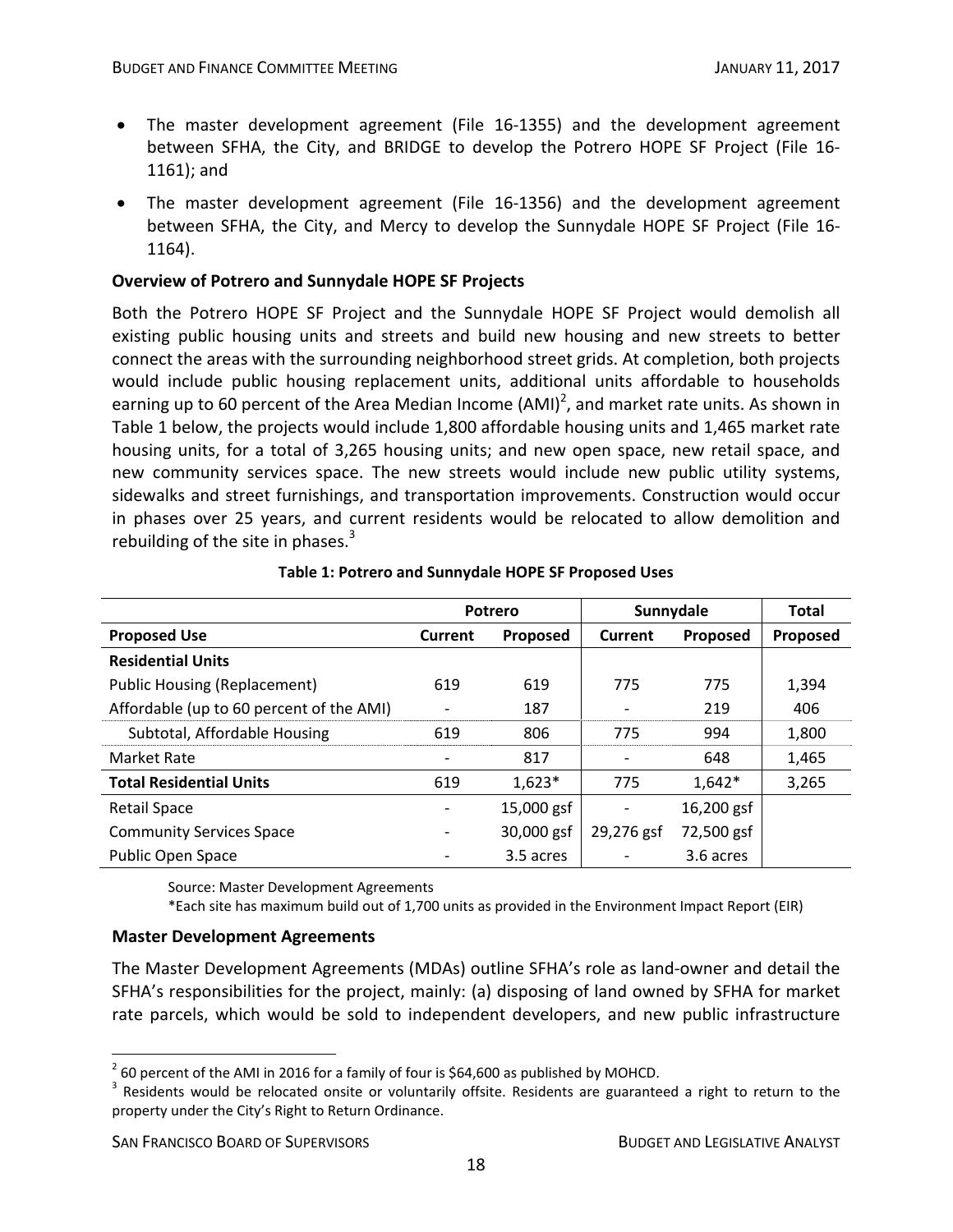- The master development agreement (File 16-1355) and the development agreement between SFHA, the City, and BRIDGE to develop the Potrero HOPE SF Project (File 16-1161); and
- The master development agreement (File 16-1356) and the development agreement between SFHA, the City, and Mercy to develop the Sunnydale HOPE SF Project (File 16-1164).

### Overview of Potrero and Sunnydale HOPE SF Projects

Both the Potrero HOPE SF Project and the Sunnydale HOPE SF Project would demolish all existing public housing units and streets and build new housing and new streets to better connect the areas with the surrounding neighborhood street grids. At completion, both projects would include public housing replacement units, additional units affordable to households earning up to 60 percent of the Area Median Income (AMI)[2], and market rate units. As shown in Table 1 below, the projects would include 1,800 affordable housing units and 1,465 market rate housing units, for a total of 3,265 housing units; and new open space, new retail space, and new community services space. The new streets would include new public utility systems, sidewalks and street furnishings, and transportation improvements. Construction would occur in phases over 25 years, and current residents would be relocated to allow demolition and rebuilding of the site in phases.[3]

**Table 1: Potrero and Sunnydale HOPE SF Proposed Uses**

| | Potrero | | Sunnydale | | Total |
|---|---|---|---|---|---|
| **Proposed Use** | **Current** | **Proposed** | **Current** | **Proposed** | **Proposed** |
| **Residential Units** | | | | | |
| Public Housing (Replacement) | 619 | 619 | 775 | 775 | 1,394 |
| Affordable (up to 60 percent of the AMI) | - | 187 | - | 219 | 406 |
| Subtotal, Affordable Housing | 619 | 806 | 775 | 994 | 1,800 |
| Market Rate | - | 817 | - | 648 | 1,465 |
| **Total Residential Units** | 619 | 1,623* | 775 | 1,642* | 3,265 |
| Retail Space | - | 15,000 gsf | - | 16,200 gsf | |
| Community Services Space | - | 30,000 gsf | 29,276 gsf | 72,500 gsf | |
| Public Open Space | - | 3.5 acres | - | 3.6 acres | |

Source: Master Development Agreements

*Each site has maximum build out of 1,700 units as provided in the Environment Impact Report (EIR)

### Master Development Agreements

The Master Development Agreements (MDAs) outline SFHA's role as land-owner and detail the SFHA's responsibilities for the project, mainly: (a) disposing of land owned by SFHA for market rate parcels, which would be sold to independent developers, and new public infrastructure

[2] 60 percent of the AMI in 2016 for a family of four is $64,600 as published by MOHCD.

[3] Residents would be relocated onsite or voluntarily offsite. Residents are guaranteed a right to return to the property under the City's Right to Return Ordinance.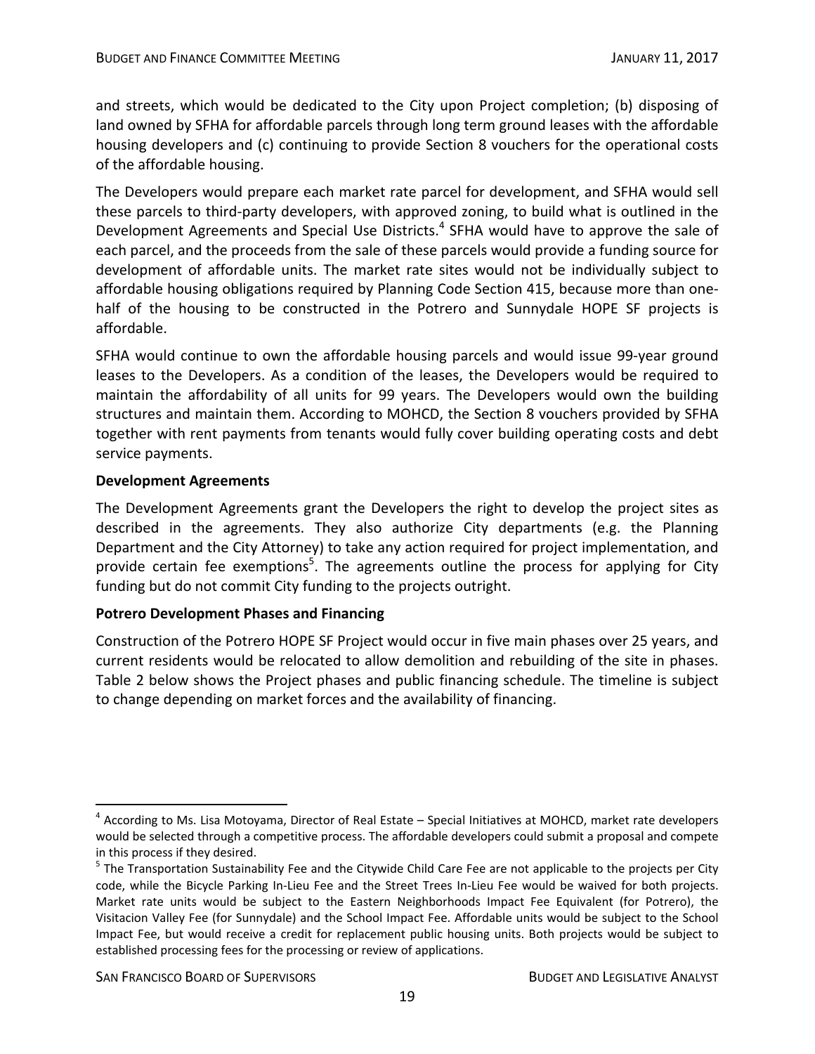and streets, which would be dedicated to the City upon Project completion; (b) disposing of land owned by SFHA for affordable parcels through long term ground leases with the affordable housing developers and (c) continuing to provide Section 8 vouchers for the operational costs of the affordable housing.

The Developers would prepare each market rate parcel for development, and SFHA would sell these parcels to third-party developers, with approved zoning, to build what is outlined in the Development Agreements and Special Use Districts.[4] SFHA would have to approve the sale of each parcel, and the proceeds from the sale of these parcels would provide a funding source for development of affordable units. The market rate sites would not be individually subject to affordable housing obligations required by Planning Code Section 415, because more than one-half of the housing to be constructed in the Potrero and Sunnydale HOPE SF projects is affordable.

SFHA would continue to own the affordable housing parcels and would issue 99-year ground leases to the Developers. As a condition of the leases, the Developers would be required to maintain the affordability of all units for 99 years. The Developers would own the building structures and maintain them. According to MOHCD, the Section 8 vouchers provided by SFHA together with rent payments from tenants would fully cover building operating costs and debt service payments.

**Development Agreements**

The Development Agreements grant the Developers the right to develop the project sites as described in the agreements. They also authorize City departments (e.g. the Planning Department and the City Attorney) to take any action required for project implementation, and provide certain fee exemptions[5]. The agreements outline the process for applying for City funding but do not commit City funding to the projects outright.

**Potrero Development Phases and Financing**

Construction of the Potrero HOPE SF Project would occur in five main phases over 25 years, and current residents would be relocated to allow demolition and rebuilding of the site in phases. Table 2 below shows the Project phases and public financing schedule. The timeline is subject to change depending on market forces and the availability of financing.

---

[4] According to Ms. Lisa Motoyama, Director of Real Estate – Special Initiatives at MOHCD, market rate developers would be selected through a competitive process. The affordable developers could submit a proposal and compete in this process if they desired.

[5] The Transportation Sustainability Fee and the Citywide Child Care Fee are not applicable to the projects per City code, while the Bicycle Parking In-Lieu Fee and the Street Trees In-Lieu Fee would be waived for both projects. Market rate units would be subject to the Eastern Neighborhoods Impact Fee Equivalent (for Potrero), the Visitacion Valley Fee (for Sunnydale) and the School Impact Fee. Affordable units would be subject to the School Impact Fee, but would receive a credit for replacement public housing units. Both projects would be subject to established processing fees for the processing or review of applications.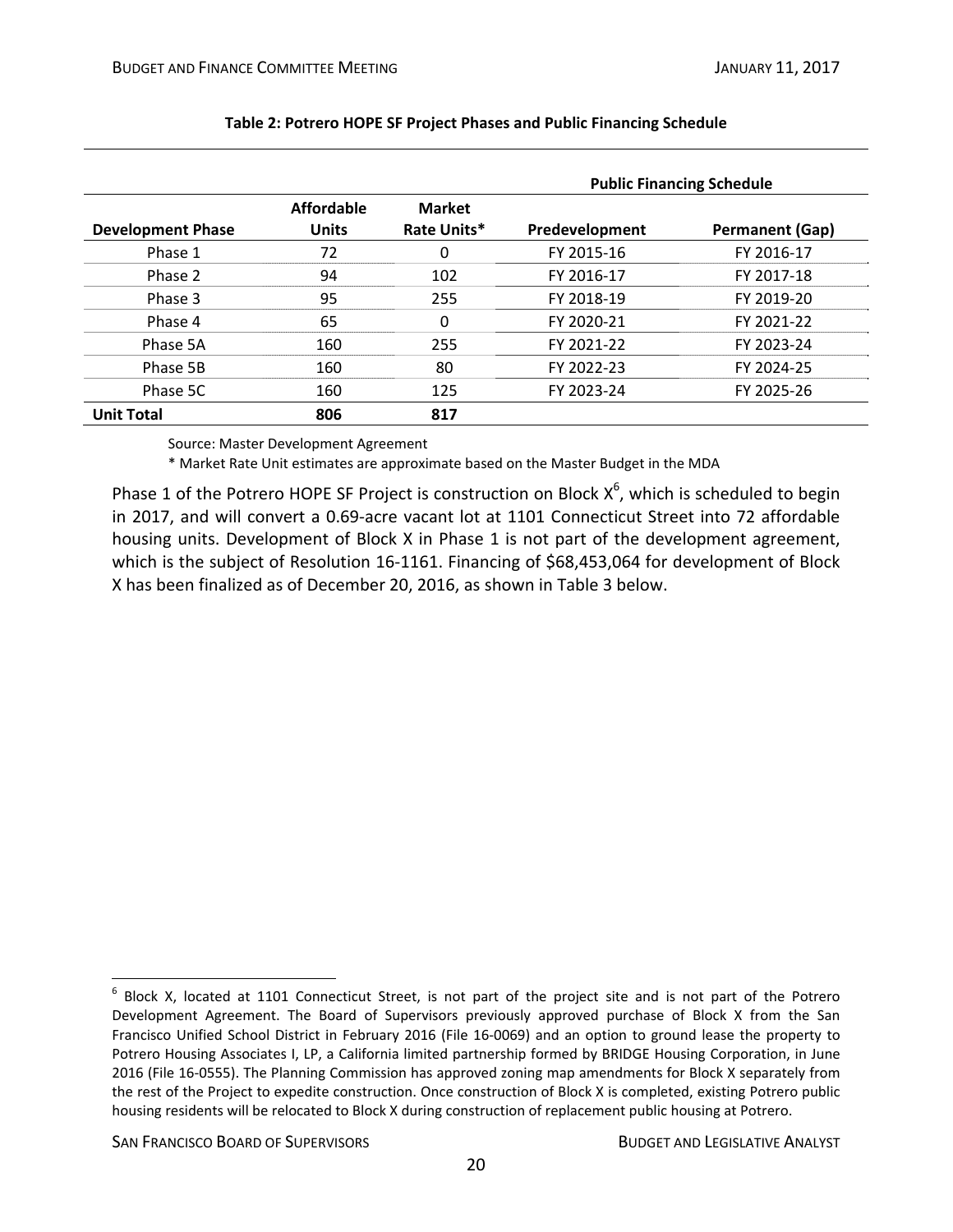**Table 2: Potrero HOPE SF Project Phases and Public Financing Schedule**

| | | | Public Financing Schedule | |
|---|---|---|---|---|
| **Development Phase** | **Affordable Units** | **Market Rate Units*** | **Predevelopment** | **Permanent (Gap)** |
| Phase 1 | 72 | 0 | FY 2015-16 | FY 2016-17 |
| Phase 2 | 94 | 102 | FY 2016-17 | FY 2017-18 |
| Phase 3 | 95 | 255 | FY 2018-19 | FY 2019-20 |
| Phase 4 | 65 | 0 | FY 2020-21 | FY 2021-22 |
| Phase 5A | 160 | 255 | FY 2021-22 | FY 2023-24 |
| Phase 5B | 160 | 80 | FY 2022-23 | FY 2024-25 |
| Phase 5C | 160 | 125 | FY 2023-24 | FY 2025-26 |
| **Unit Total** | **806** | **817** | | |

Source: Master Development Agreement

* Market Rate Unit estimates are approximate based on the Master Budget in the MDA

Phase 1 of the Potrero HOPE SF Project is construction on Block X[6], which is scheduled to begin in 2017, and will convert a 0.69-acre vacant lot at 1101 Connecticut Street into 72 affordable housing units. Development of Block X in Phase 1 is not part of the development agreement, which is the subject of Resolution 16-1161. Financing of $68,453,064 for development of Block X has been finalized as of December 20, 2016, as shown in Table 3 below.

[6] Block X, located at 1101 Connecticut Street, is not part of the project site and is not part of the Potrero Development Agreement. The Board of Supervisors previously approved purchase of Block X from the San Francisco Unified School District in February 2016 (File 16-0069) and an option to ground lease the property to Potrero Housing Associates I, LP, a California limited partnership formed by BRIDGE Housing Corporation, in June 2016 (File 16-0555). The Planning Commission has approved zoning map amendments for Block X separately from the rest of the Project to expedite construction. Once construction of Block X is completed, existing Potrero public housing residents will be relocated to Block X during construction of replacement public housing at Potrero.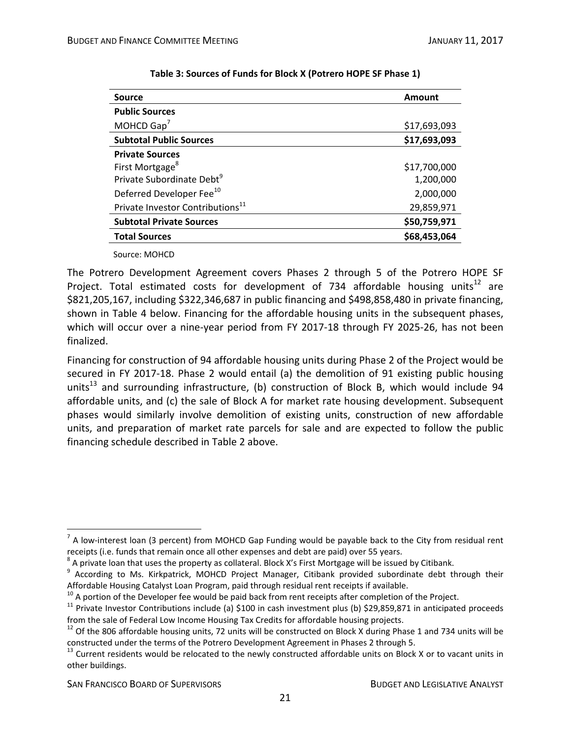**Table 3: Sources of Funds for Block X (Potrero HOPE SF Phase 1)**

| Source | Amount |
|---|---|
| **Public Sources** | |
| MOHCD Gap[7] | $17,693,093 |
| **Subtotal Public Sources** | **$17,693,093** |
| **Private Sources** | |
| First Mortgage[8] | $17,700,000 |
| Private Subordinate Debt[9] | 1,200,000 |
| Deferred Developer Fee[10] | 2,000,000 |
| Private Investor Contributions[11] | 29,859,971 |
| **Subtotal Private Sources** | **$50,759,971** |
| **Total Sources** | **$68,453,064** |

Source: MOHCD

The Potrero Development Agreement covers Phases 2 through 5 of the Potrero HOPE SF Project. Total estimated costs for development of 734 affordable housing units[12] are $821,205,167, including $322,346,687 in public financing and $498,858,480 in private financing, shown in Table 4 below. Financing for the affordable housing units in the subsequent phases, which will occur over a nine-year period from FY 2017-18 through FY 2025-26, has not been finalized.

Financing for construction of 94 affordable housing units during Phase 2 of the Project would be secured in FY 2017-18. Phase 2 would entail (a) the demolition of 91 existing public housing units[13] and surrounding infrastructure, (b) construction of Block B, which would include 94 affordable units, and (c) the sale of Block A for market rate housing development. Subsequent phases would similarly involve demolition of existing units, construction of new affordable units, and preparation of market rate parcels for sale and are expected to follow the public financing schedule described in Table 2 above.

---

[7] A low-interest loan (3 percent) from MOHCD Gap Funding would be payable back to the City from residual rent receipts (i.e. funds that remain once all other expenses and debt are paid) over 55 years.

[8] A private loan that uses the property as collateral. Block X's First Mortgage will be issued by Citibank.

[9] According to Ms. Kirkpatrick, MOHCD Project Manager, Citibank provided subordinate debt through their Affordable Housing Catalyst Loan Program, paid through residual rent receipts if available.

[10] A portion of the Developer fee would be paid back from rent receipts after completion of the Project.

[11] Private Investor Contributions include (a) $100 in cash investment plus (b) $29,859,871 in anticipated proceeds from the sale of Federal Low Income Housing Tax Credits for affordable housing projects.

[12] Of the 806 affordable housing units, 72 units will be constructed on Block X during Phase 1 and 734 units will be constructed under the terms of the Potrero Development Agreement in Phases 2 through 5.

[13] Current residents would be relocated to the newly constructed affordable units on Block X or to vacant units in other buildings.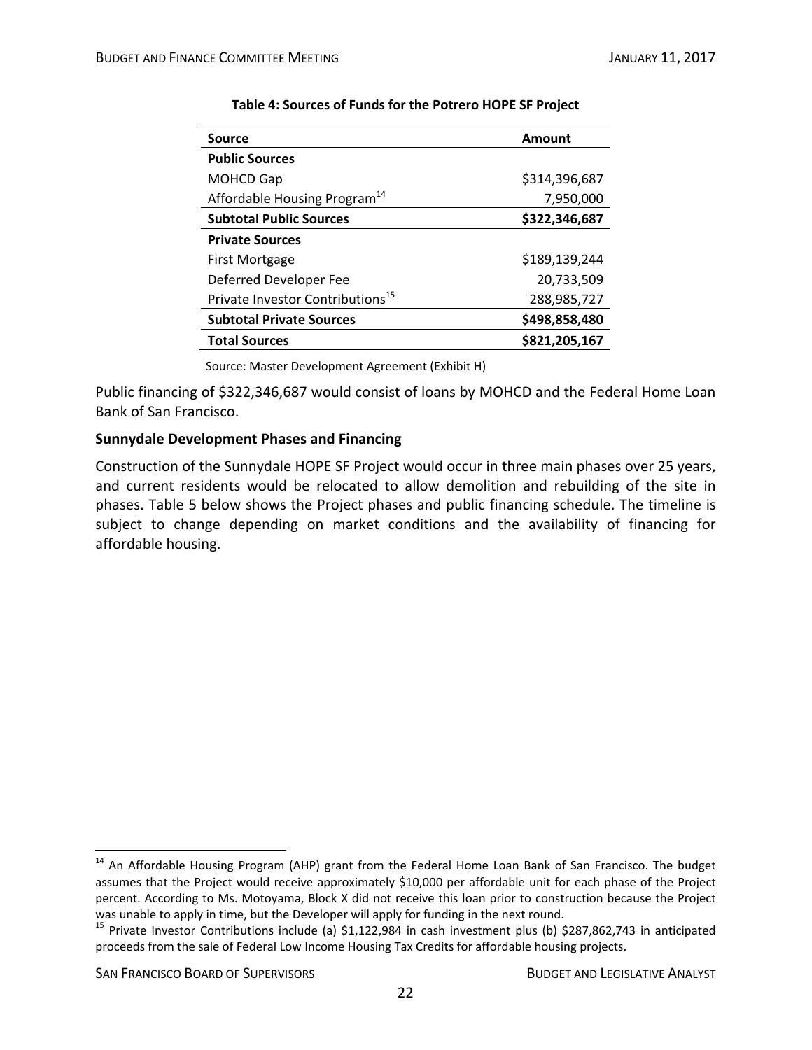**Table 4: Sources of Funds for the Potrero HOPE SF Project**

| Source | Amount |
|---|---|
| **Public Sources** | |
| MOHCD Gap | $314,396,687 |
| Affordable Housing Program[14] | 7,950,000 |
| **Subtotal Public Sources** | **$322,346,687** |
| **Private Sources** | |
| First Mortgage | $189,139,244 |
| Deferred Developer Fee | 20,733,509 |
| Private Investor Contributions[15] | 288,985,727 |
| **Subtotal Private Sources** | **$498,858,480** |
| **Total Sources** | **$821,205,167** |

Source: Master Development Agreement (Exhibit H)

Public financing of $322,346,687 would consist of loans by MOHCD and the Federal Home Loan Bank of San Francisco.

### Sunnydale Development Phases and Financing

Construction of the Sunnydale HOPE SF Project would occur in three main phases over 25 years, and current residents would be relocated to allow demolition and rebuilding of the site in phases. Table 5 below shows the Project phases and public financing schedule. The timeline is subject to change depending on market conditions and the availability of financing for affordable housing.

[14] An Affordable Housing Program (AHP) grant from the Federal Home Loan Bank of San Francisco. The budget assumes that the Project would receive approximately $10,000 per affordable unit for each phase of the Project percent. According to Ms. Motoyama, Block X did not receive this loan prior to construction because the Project was unable to apply in time, but the Developer will apply for funding in the next round.

[15] Private Investor Contributions include (a) $1,122,984 in cash investment plus (b) $287,862,743 in anticipated proceeds from the sale of Federal Low Income Housing Tax Credits for affordable housing projects.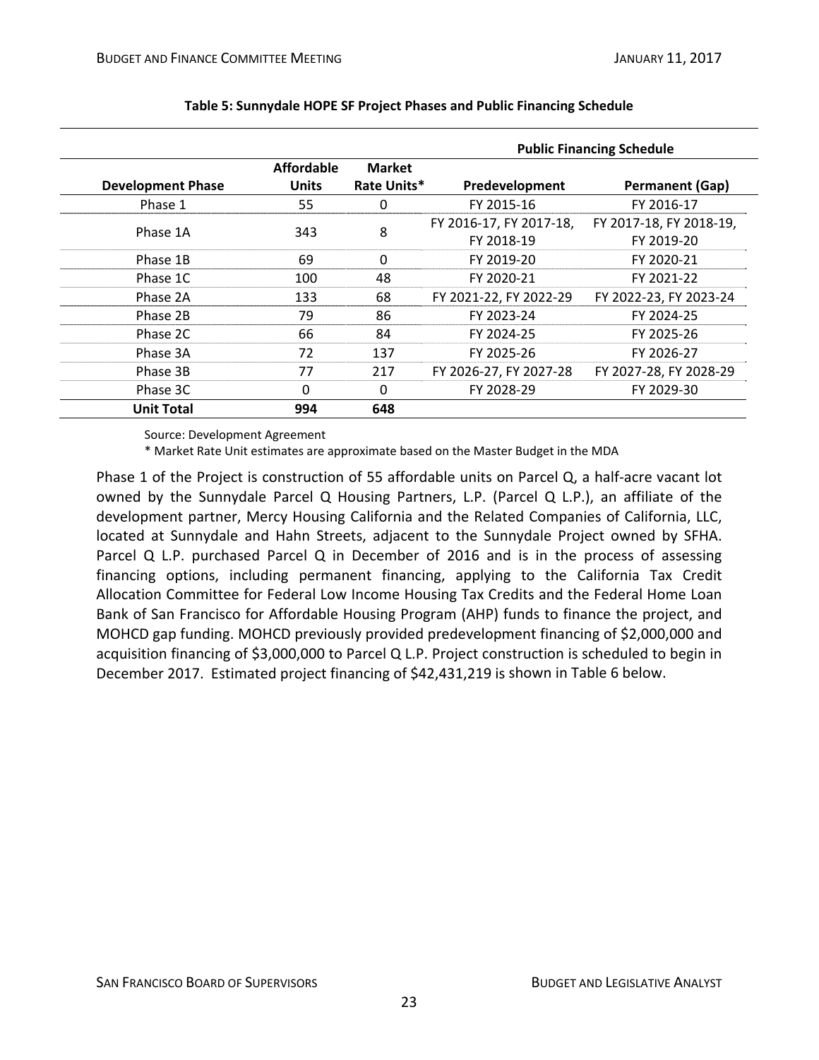**Table 5: Sunnydale HOPE SF Project Phases and Public Financing Schedule**

| | | | Public Financing Schedule | |
|---|---|---|---|---|
| **Development Phase** | **Affordable Units** | **Market Rate Units*** | **Predevelopment** | **Permanent (Gap)** |
| Phase 1 | 55 | 0 | FY 2015-16 | FY 2016-17 |
| Phase 1A | 343 | 8 | FY 2016-17, FY 2017-18, FY 2018-19 | FY 2017-18, FY 2018-19, FY 2019-20 |
| Phase 1B | 69 | 0 | FY 2019-20 | FY 2020-21 |
| Phase 1C | 100 | 48 | FY 2020-21 | FY 2021-22 |
| Phase 2A | 133 | 68 | FY 2021-22, FY 2022-29 | FY 2022-23, FY 2023-24 |
| Phase 2B | 79 | 86 | FY 2023-24 | FY 2024-25 |
| Phase 2C | 66 | 84 | FY 2024-25 | FY 2025-26 |
| Phase 3A | 72 | 137 | FY 2025-26 | FY 2026-27 |
| Phase 3B | 77 | 217 | FY 2026-27, FY 2027-28 | FY 2027-28, FY 2028-29 |
| Phase 3C | 0 | 0 | FY 2028-29 | FY 2029-30 |
| **Unit Total** | **994** | **648** | | |

Source: Development Agreement

* Market Rate Unit estimates are approximate based on the Master Budget in the MDA

Phase 1 of the Project is construction of 55 affordable units on Parcel Q, a half-acre vacant lot owned by the Sunnydale Parcel Q Housing Partners, L.P. (Parcel Q L.P.), an affiliate of the development partner, Mercy Housing California and the Related Companies of California, LLC, located at Sunnydale and Hahn Streets, adjacent to the Sunnydale Project owned by SFHA. Parcel Q L.P. purchased Parcel Q in December of 2016 and is in the process of assessing financing options, including permanent financing, applying to the California Tax Credit Allocation Committee for Federal Low Income Housing Tax Credits and the Federal Home Loan Bank of San Francisco for Affordable Housing Program (AHP) funds to finance the project, and MOHCD gap funding. MOHCD previously provided predevelopment financing of $2,000,000 and acquisition financing of $3,000,000 to Parcel Q L.P. Project construction is scheduled to begin in December 2017. Estimated project financing of $42,431,219 is shown in Table 6 below.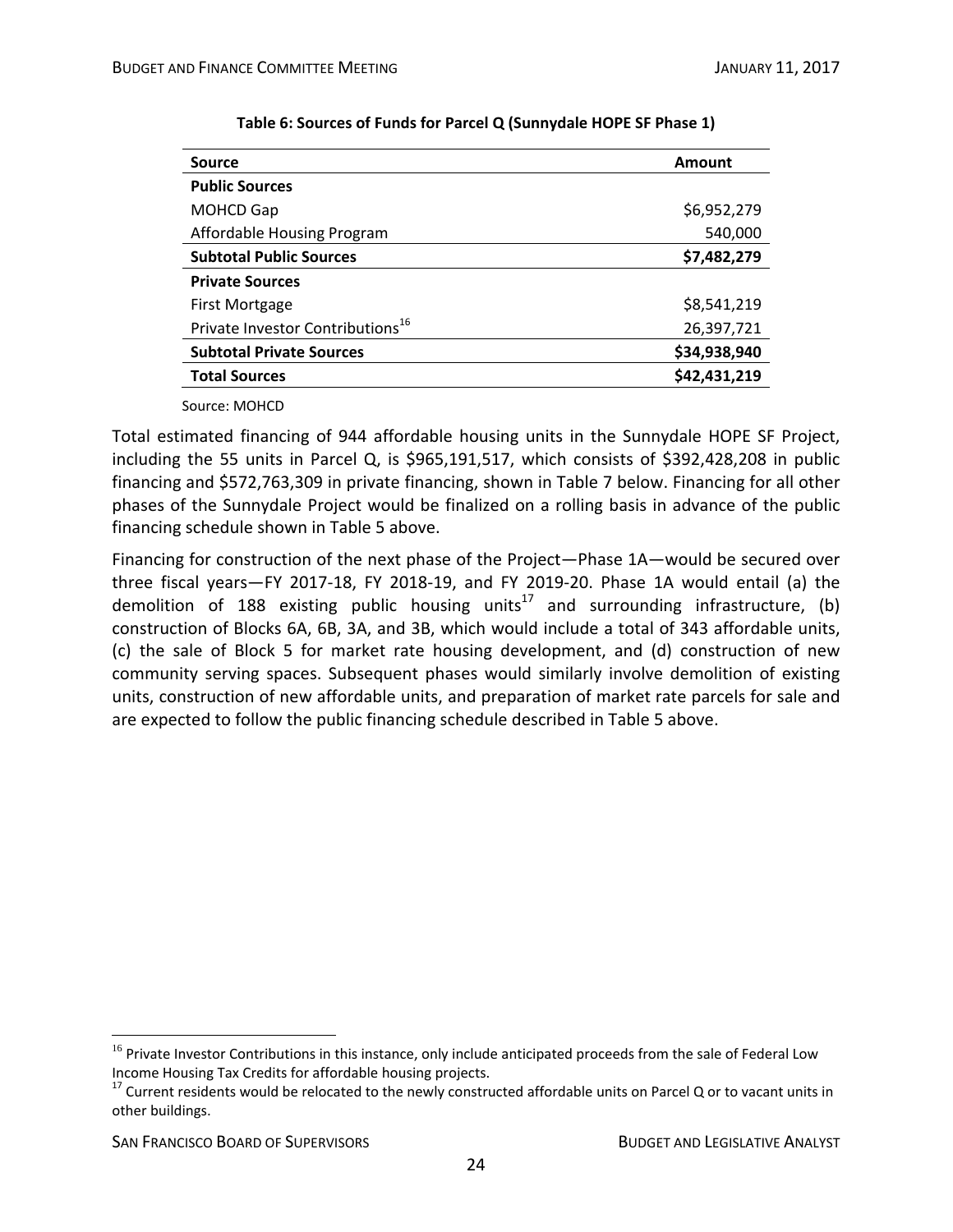**Table 6: Sources of Funds for Parcel Q (Sunnydale HOPE SF Phase 1)**

| Source | Amount |
|---|---|
| **Public Sources** | |
| MOHCD Gap | $6,952,279 |
| Affordable Housing Program | 540,000 |
| **Subtotal Public Sources** | **$7,482,279** |
| **Private Sources** | |
| First Mortgage | $8,541,219 |
| Private Investor Contributions[16] | 26,397,721 |
| **Subtotal Private Sources** | **$34,938,940** |
| **Total Sources** | **$42,431,219** |

Source: MOHCD

Total estimated financing of 944 affordable housing units in the Sunnydale HOPE SF Project, including the 55 units in Parcel Q, is $965,191,517, which consists of $392,428,208 in public financing and $572,763,309 in private financing, shown in Table 7 below. Financing for all other phases of the Sunnydale Project would be finalized on a rolling basis in advance of the public financing schedule shown in Table 5 above.

Financing for construction of the next phase of the Project—Phase 1A—would be secured over three fiscal years—FY 2017-18, FY 2018-19, and FY 2019-20. Phase 1A would entail (a) the demolition of 188 existing public housing units[17] and surrounding infrastructure, (b) construction of Blocks 6A, 6B, 3A, and 3B, which would include a total of 343 affordable units, (c) the sale of Block 5 for market rate housing development, and (d) construction of new community serving spaces. Subsequent phases would similarly involve demolition of existing units, construction of new affordable units, and preparation of market rate parcels for sale and are expected to follow the public financing schedule described in Table 5 above.

[16] Private Investor Contributions in this instance, only include anticipated proceeds from the sale of Federal Low Income Housing Tax Credits for affordable housing projects.

[17] Current residents would be relocated to the newly constructed affordable units on Parcel Q or to vacant units in other buildings.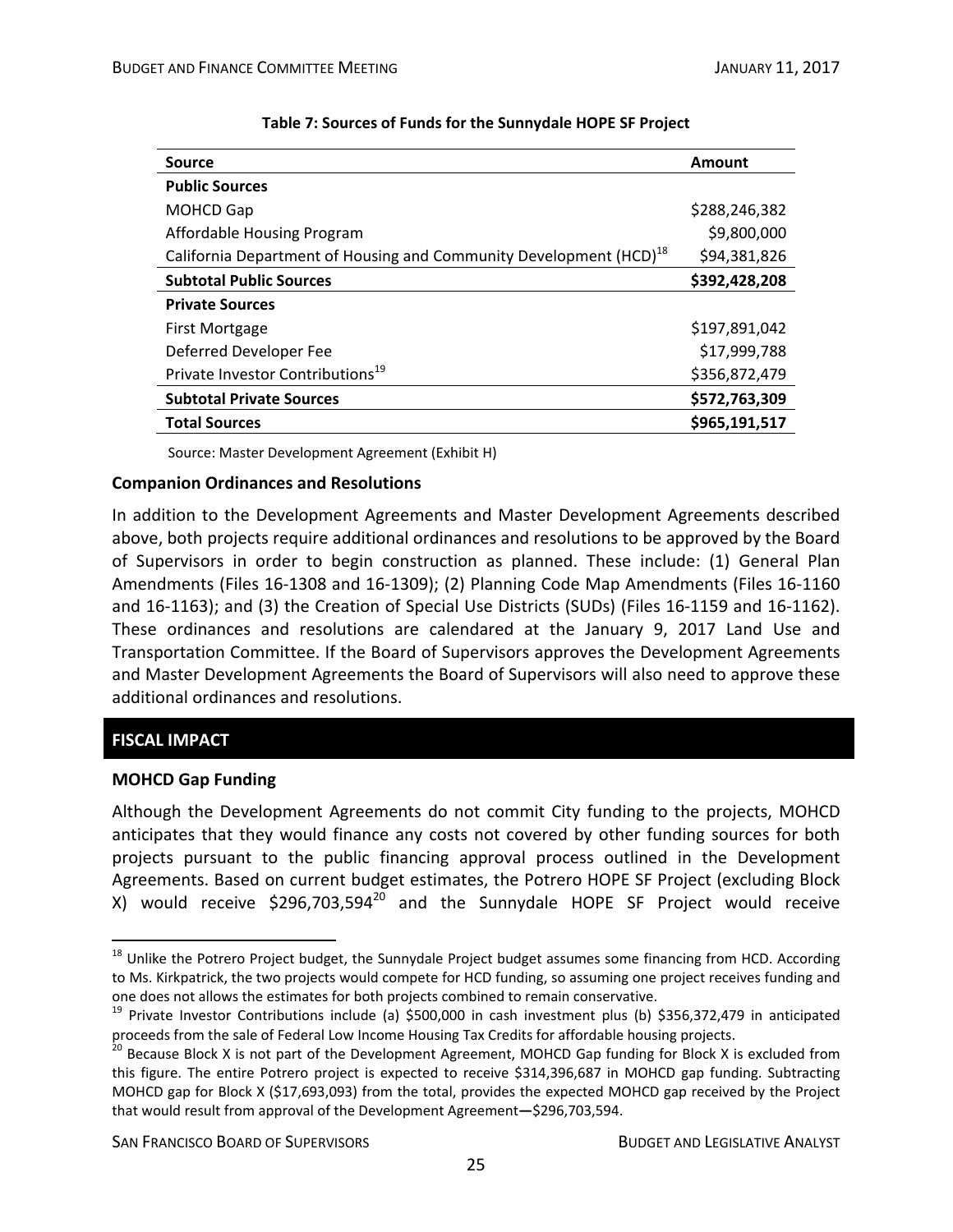**Table 7: Sources of Funds for the Sunnydale HOPE SF Project**

| Source | Amount |
|---|---|
| **Public Sources** | |
| MOHCD Gap | $288,246,382 |
| Affordable Housing Program | $9,800,000 |
| California Department of Housing and Community Development (HCD)[18] | $94,381,826 |
| **Subtotal Public Sources** | **$392,428,208** |
| **Private Sources** | |
| First Mortgage | $197,891,042 |
| Deferred Developer Fee | $17,999,788 |
| Private Investor Contributions[19] | $356,872,479 |
| **Subtotal Private Sources** | **$572,763,309** |
| **Total Sources** | **$965,191,517** |

Source: Master Development Agreement (Exhibit H)

### Companion Ordinances and Resolutions

In addition to the Development Agreements and Master Development Agreements described above, both projects require additional ordinances and resolutions to be approved by the Board of Supervisors in order to begin construction as planned. These include: (1) General Plan Amendments (Files 16-1308 and 16-1309); (2) Planning Code Map Amendments (Files 16-1160 and 16-1163); and (3) the Creation of Special Use Districts (SUDs) (Files 16-1159 and 16-1162). These ordinances and resolutions are calendared at the January 9, 2017 Land Use and Transportation Committee. If the Board of Supervisors approves the Development Agreements and Master Development Agreements the Board of Supervisors will also need to approve these additional ordinances and resolutions.

## FISCAL IMPACT

### MOHCD Gap Funding

Although the Development Agreements do not commit City funding to the projects, MOHCD anticipates that they would finance any costs not covered by other funding sources for both projects pursuant to the public financing approval process outlined in the Development Agreements. Based on current budget estimates, the Potrero HOPE SF Project (excluding Block X) would receive $296,703,594[20] and the Sunnydale HOPE SF Project would receive

---

[18] Unlike the Potrero Project budget, the Sunnydale Project budget assumes some financing from HCD. According to Ms. Kirkpatrick, the two projects would compete for HCD funding, so assuming one project receives funding and one does not allows the estimates for both projects combined to remain conservative.

[19] Private Investor Contributions include (a) $500,000 in cash investment plus (b) $356,372,479 in anticipated proceeds from the sale of Federal Low Income Housing Tax Credits for affordable housing projects.

[20] Because Block X is not part of the Development Agreement, MOHCD Gap funding for Block X is excluded from this figure. The entire Potrero project is expected to receive $314,396,687 in MOHCD gap funding. Subtracting MOHCD gap for Block X ($17,693,093) from the total, provides the expected MOHCD gap received by the Project that would result from approval of the Development Agreement—$296,703,594.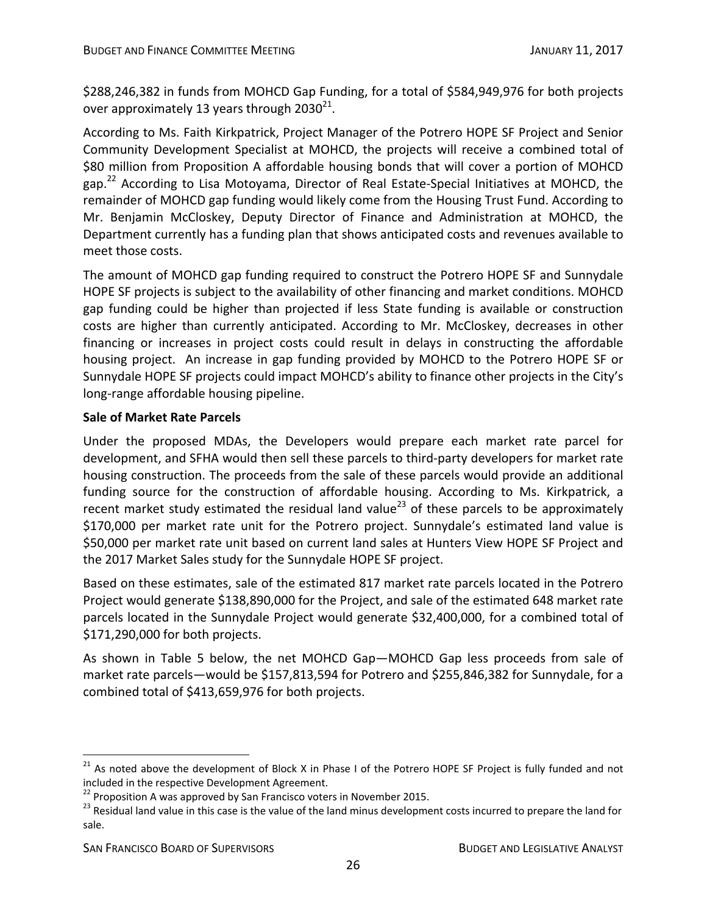$288,246,382 in funds from MOHCD Gap Funding, for a total of $584,949,976 for both projects over approximately 13 years through 2030[21].

According to Ms. Faith Kirkpatrick, Project Manager of the Potrero HOPE SF Project and Senior Community Development Specialist at MOHCD, the projects will receive a combined total of $80 million from Proposition A affordable housing bonds that will cover a portion of MOHCD gap.[22] According to Lisa Motoyama, Director of Real Estate-Special Initiatives at MOHCD, the remainder of MOHCD gap funding would likely come from the Housing Trust Fund. According to Mr. Benjamin McCloskey, Deputy Director of Finance and Administration at MOHCD, the Department currently has a funding plan that shows anticipated costs and revenues available to meet those costs.

The amount of MOHCD gap funding required to construct the Potrero HOPE SF and Sunnydale HOPE SF projects is subject to the availability of other financing and market conditions. MOHCD gap funding could be higher than projected if less State funding is available or construction costs are higher than currently anticipated. According to Mr. McCloskey, decreases in other financing or increases in project costs could result in delays in constructing the affordable housing project. An increase in gap funding provided by MOHCD to the Potrero HOPE SF or Sunnydale HOPE SF projects could impact MOHCD's ability to finance other projects in the City's long-range affordable housing pipeline.

**Sale of Market Rate Parcels**

Under the proposed MDAs, the Developers would prepare each market rate parcel for development, and SFHA would then sell these parcels to third-party developers for market rate housing construction. The proceeds from the sale of these parcels would provide an additional funding source for the construction of affordable housing. According to Ms. Kirkpatrick, a recent market study estimated the residual land value[23] of these parcels to be approximately $170,000 per market rate unit for the Potrero project. Sunnydale's estimated land value is $50,000 per market rate unit based on current land sales at Hunters View HOPE SF Project and the 2017 Market Sales study for the Sunnydale HOPE SF project.

Based on these estimates, sale of the estimated 817 market rate parcels located in the Potrero Project would generate $138,890,000 for the Project, and sale of the estimated 648 market rate parcels located in the Sunnydale Project would generate $32,400,000, for a combined total of $171,290,000 for both projects.

As shown in Table 5 below, the net MOHCD Gap—MOHCD Gap less proceeds from sale of market rate parcels—would be $157,813,594 for Potrero and $255,846,382 for Sunnydale, for a combined total of $413,659,976 for both projects.

---

[21] As noted above the development of Block X in Phase I of the Potrero HOPE SF Project is fully funded and not included in the respective Development Agreement.

[22] Proposition A was approved by San Francisco voters in November 2015.

[23] Residual land value in this case is the value of the land minus development costs incurred to prepare the land for sale.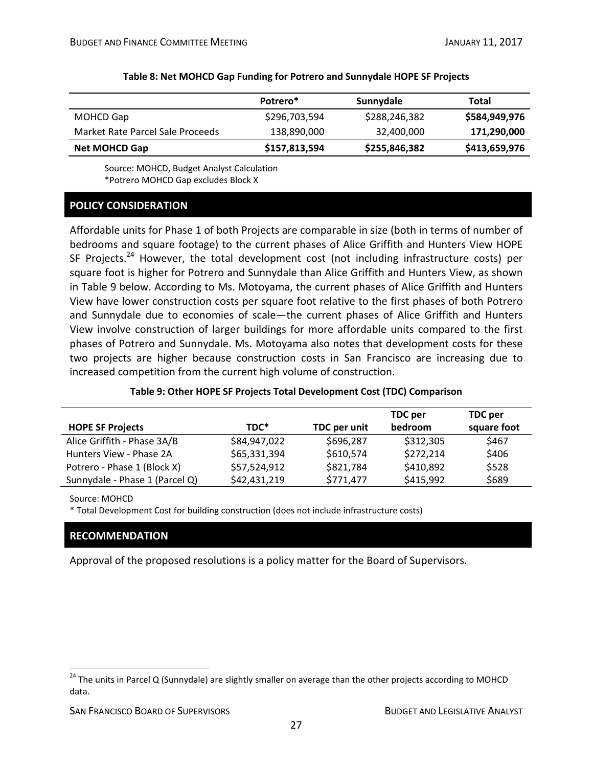**Table 8: Net MOHCD Gap Funding for Potrero and Sunnydale HOPE SF Projects**

| | Potrero* | Sunnydale | Total |
|---|---|---|---|
| MOHCD Gap | $296,703,594 | $288,246,382 | **$584,949,976** |
| Market Rate Parcel Sale Proceeds | 138,890,000 | 32,400,000 | **171,290,000** |
| **Net MOHCD Gap** | **$157,813,594** | **$255,846,382** | **$413,659,976** |

Source: MOHCD, Budget Analyst Calculation
*Potrero MOHCD Gap excludes Block X

## POLICY CONSIDERATION

Affordable units for Phase 1 of both Projects are comparable in size (both in terms of number of bedrooms and square footage) to the current phases of Alice Griffith and Hunters View HOPE SF Projects.[24] However, the total development cost (not including infrastructure costs) per square foot is higher for Potrero and Sunnydale than Alice Griffith and Hunters View, as shown in Table 9 below. According to Ms. Motoyama, the current phases of Alice Griffith and Hunters View have lower construction costs per square foot relative to the first phases of both Potrero and Sunnydale due to economies of scale—the current phases of Alice Griffith and Hunters View involve construction of larger buildings for more affordable units compared to the first phases of Potrero and Sunnydale. Ms. Motoyama also notes that development costs for these two projects are higher because construction costs in San Francisco are increasing due to increased competition from the current high volume of construction.

**Table 9: Other HOPE SF Projects Total Development Cost (TDC) Comparison**

| HOPE SF Projects | TDC* | TDC per unit | TDC per bedroom | TDC per square foot |
|---|---|---|---|---|
| Alice Griffith - Phase 3A/B | $84,947,022 | $696,287 | $312,305 | $467 |
| Hunters View - Phase 2A | $65,331,394 | $610,574 | $272,214 | $406 |
| Potrero - Phase 1 (Block X) | $57,524,912 | $821,784 | $410,892 | $528 |
| Sunnydale - Phase 1 (Parcel Q) | $42,431,219 | $771,477 | $415,992 | $689 |

Source: MOHCD
* Total Development Cost for building construction (does not include infrastructure costs)

## RECOMMENDATION

Approval of the proposed resolutions is a policy matter for the Board of Supervisors.

---

[24] The units in Parcel Q (Sunnydale) are slightly smaller on average than the other projects according to MOHCD data.